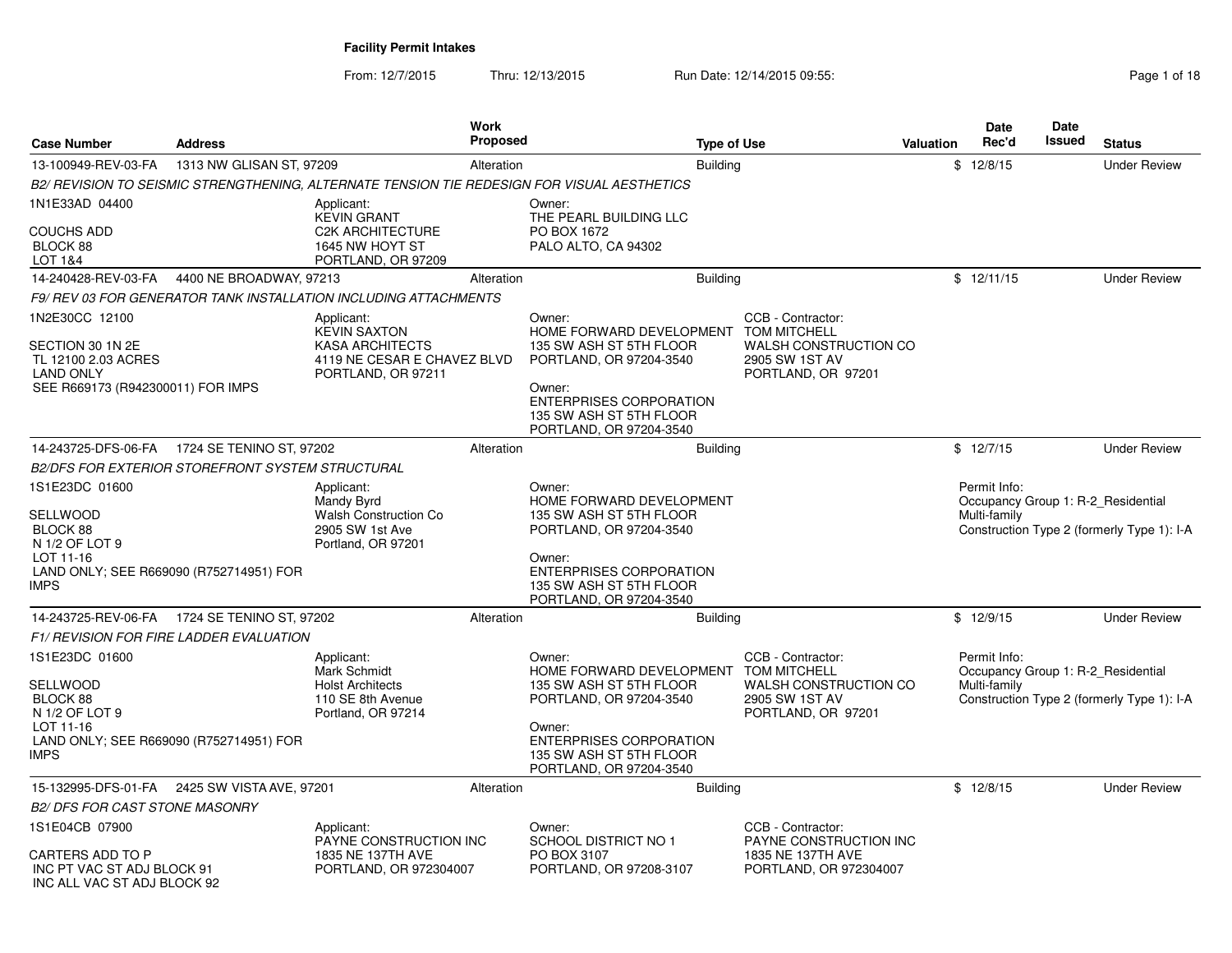# Facility Permit Intakes

From: 12/7/2015 Thru: 12/13/2015 Run Date: 12/14/2015 09:55:

| Case Number | Address | Work Proposed | Type of Use | Valuation | Date Rec'd | Date Issued | Status |
|---|---|---|---|---|---|---|---|
| 13-100949-REV-03-FA | 1313 NW GLISAN ST, 97209 | Alteration | Building | $ | 12/8/15 | | Under Review |

*B2/ REVISION TO SEISMIC STRENGTHENING, ALTERNATE TENSION TIE REDESIGN FOR VISUAL AESTHETICS*

1N1E33AD 04400

COUCHS ADD
BLOCK 88
LOT 1&4

Applicant:
KEVIN GRANT
C2K ARCHITECTURE
1645 NW HOYT ST
PORTLAND, OR 97209

Owner:
THE PEARL BUILDING LLC
PO BOX 1672
PALO ALTO, CA 94302

| Case Number | Address | Work Proposed | Type of Use | Valuation | Date Rec'd | Date Issued | Status |
|---|---|---|---|---|---|---|---|
| 14-240428-REV-03-FA | 4400 NE BROADWAY, 97213 | Alteration | Building | $ | 12/11/15 | | Under Review |

*F9/ REV 03 FOR GENERATOR TANK INSTALLATION INCLUDING ATTACHMENTS*

1N2E30CC 12100

SECTION 30 1N 2E
TL 12100 2.03 ACRES
LAND ONLY
SEE R669173 (R942300011) FOR IMPS

Applicant:
KEVIN SAXTON
KASA ARCHITECTS
4119 NE CESAR E CHAVEZ BLVD
PORTLAND, OR 97211

Owner:
HOME FORWARD DEVELOPMENT
135 SW ASH ST 5TH FLOOR
PORTLAND, OR 97204-3540

Owner:
ENTERPRISES CORPORATION
135 SW ASH ST 5TH FLOOR
PORTLAND, OR 97204-3540

CCB - Contractor:
TOM MITCHELL
WALSH CONSTRUCTION CO
2905 SW 1ST AV
PORTLAND, OR 97201

| Case Number | Address | Work Proposed | Type of Use | Valuation | Date Rec'd | Date Issued | Status |
|---|---|---|---|---|---|---|---|
| 14-243725-DFS-06-FA | 1724 SE TENINO ST, 97202 | Alteration | Building | $ | 12/7/15 | | Under Review |

*B2/DFS FOR EXTERIOR STOREFRONT SYSTEM STRUCTURAL*

1S1E23DC 01600

SELLWOOD
BLOCK 88
N 1/2 OF LOT 9
LOT 11-16
LAND ONLY; SEE R669090 (R752714951) FOR IMPS

Applicant:
Mandy Byrd
Walsh Construction Co
2905 SW 1st Ave
Portland, OR 97201

Owner:
HOME FORWARD DEVELOPMENT
135 SW ASH ST 5TH FLOOR
PORTLAND, OR 97204-3540

Owner:
ENTERPRISES CORPORATION
135 SW ASH ST 5TH FLOOR
PORTLAND, OR 97204-3540

Permit Info:
Occupancy Group 1: R-2_Residential Multi-family
Construction Type 2 (formerly Type 1): I-A

| Case Number | Address | Work Proposed | Type of Use | Valuation | Date Rec'd | Date Issued | Status |
|---|---|---|---|---|---|---|---|
| 14-243725-REV-06-FA | 1724 SE TENINO ST, 97202 | Alteration | Building | $ | 12/9/15 | | Under Review |

*F1/ REVISION FOR FIRE LADDER EVALUATION*

1S1E23DC 01600

SELLWOOD
BLOCK 88
N 1/2 OF LOT 9
LOT 11-16
LAND ONLY; SEE R669090 (R752714951) FOR IMPS

Applicant:
Mark Schmidt
Holst Architects
110 SE 8th Avenue
Portland, OR 97214

Owner:
HOME FORWARD DEVELOPMENT
135 SW ASH ST 5TH FLOOR
PORTLAND, OR 97204-3540

Owner:
ENTERPRISES CORPORATION
135 SW ASH ST 5TH FLOOR
PORTLAND, OR 97204-3540

CCB - Contractor:
TOM MITCHELL
WALSH CONSTRUCTION CO
2905 SW 1ST AV
PORTLAND, OR 97201

Permit Info:
Occupancy Group 1: R-2_Residential Multi-family
Construction Type 2 (formerly Type 1): I-A

| Case Number | Address | Work Proposed | Type of Use | Valuation | Date Rec'd | Date Issued | Status |
|---|---|---|---|---|---|---|---|
| 15-132995-DFS-01-FA | 2425 SW VISTA AVE, 97201 | Alteration | Building | $ | 12/8/15 | | Under Review |

*B2/ DFS FOR CAST STONE MASONRY*

1S1E04CB 07900

CARTERS ADD TO P
INC PT VAC ST ADJ BLOCK 91
INC ALL VAC ST ADJ BLOCK 92

Applicant:
PAYNE CONSTRUCTION INC
1835 NE 137TH AVE
PORTLAND, OR 972304007

Owner:
SCHOOL DISTRICT NO 1
PO BOX 3107
PORTLAND, OR 97208-3107

CCB - Contractor:
PAYNE CONSTRUCTION INC
1835 NE 137TH AVE
PORTLAND, OR 972304007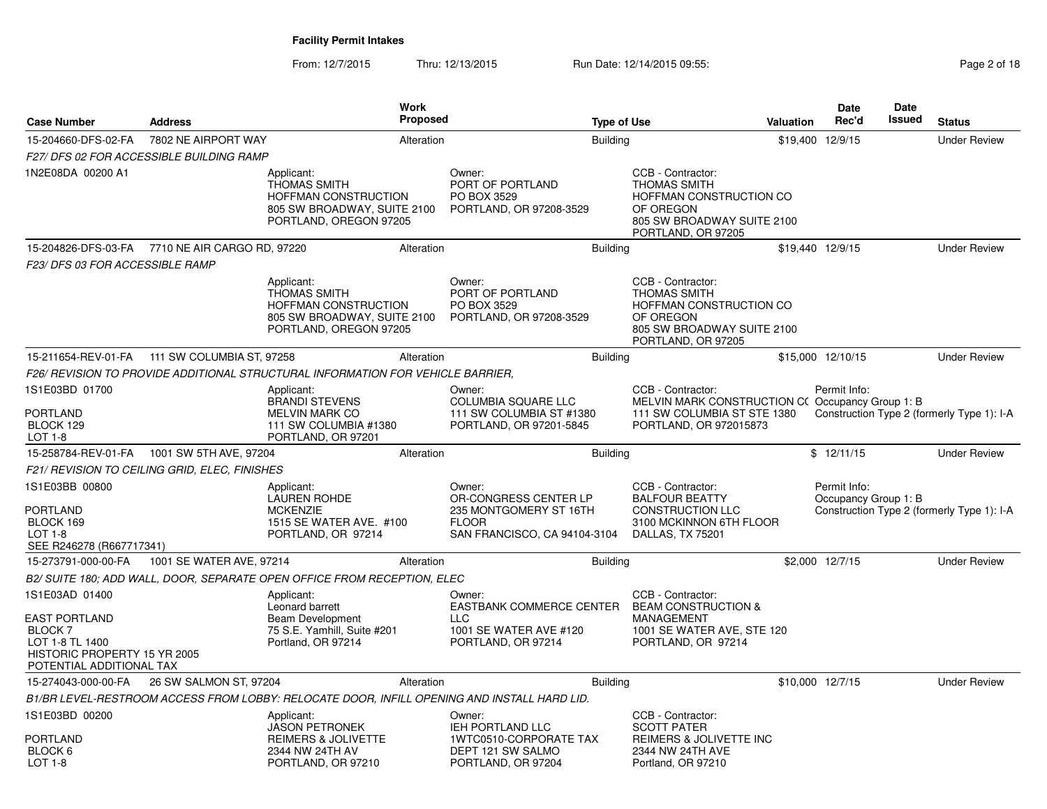**Facility Permit Intakes**

From: 12/7/2015 Thru: 12/13/2015 Run Date: 12/14/2015 09:55:

| Case Number | Address | Work Proposed | Type of Use | Valuation | Date Rec'd | Date Issued | Status |
|---|---|---|---|---|---|---|---|
| 15-204660-DFS-02-FA | 7802 NE AIRPORT WAY | Alteration | Building | $19,400 | 12/9/15 | | Under Review |
| *F27/ DFS 02 FOR ACCESSIBLE BUILDING RAMP* | | | | | | | |
| 1N2E08DA 00200 A1 | Applicant: THOMAS SMITH HOFFMAN CONSTRUCTION 805 SW BROADWAY, SUITE 2100 PORTLAND, OREGON 97205 | Owner: PORT OF PORTLAND PO BOX 3529 PORTLAND, OR 97208-3529 | CCB - Contractor: THOMAS SMITH HOFFMAN CONSTRUCTION CO OF OREGON 805 SW BROADWAY SUITE 2100 PORTLAND, OR 97205 | | | | |
| 15-204826-DFS-03-FA | 7710 NE AIR CARGO RD, 97220 | Alteration | Building | $19,440 | 12/9/15 | | Under Review |
| *F23/ DFS 03 FOR ACCESSIBLE RAMP* | | | | | | | |
| | Applicant: THOMAS SMITH HOFFMAN CONSTRUCTION 805 SW BROADWAY, SUITE 2100 PORTLAND, OREGON 97205 | Owner: PORT OF PORTLAND PO BOX 3529 PORTLAND, OR 97208-3529 | CCB - Contractor: THOMAS SMITH HOFFMAN CONSTRUCTION CO OF OREGON 805 SW BROADWAY SUITE 2100 PORTLAND, OR 97205 | | | | |
| 15-211654-REV-01-FA | 111 SW COLUMBIA ST, 97258 | Alteration | Building | $15,000 | 12/10/15 | | Under Review |
| *F26/ REVISION TO PROVIDE ADDITIONAL STRUCTURAL INFORMATION FOR VEHICLE BARRIER,* | | | | | | | |
| 1S1E03BD 01700 PORTLAND BLOCK 129 LOT 1-8 | Applicant: BRANDI STEVENS MELVIN MARK CO 111 SW COLUMBIA #1380 PORTLAND, OR 97201 | Owner: COLUMBIA SQUARE LLC 111 SW COLUMBIA ST #1380 PORTLAND, OR 97201-5845 | CCB - Contractor: MELVIN MARK CONSTRUCTION CO 111 SW COLUMBIA ST STE 1380 PORTLAND, OR 972015873 | Permit Info: Occupancy Group 1: B Construction Type 2 (formerly Type 1): I-A | | | |
| 15-258784-REV-01-FA | 1001 SW 5TH AVE, 97204 | Alteration | Building | $ | 12/11/15 | | Under Review |
| *F21/ REVISION TO CEILING GRID, ELEC, FINISHES* | | | | | | | |
| 1S1E03BB 00800 PORTLAND BLOCK 169 LOT 1-8 SEE R246278 (R667717341) | Applicant: LAUREN ROHDE MCKENZIE 1515 SE WATER AVE. #100 PORTLAND, OR 97214 | Owner: OR-CONGRESS CENTER LP 235 MONTGOMERY ST 16TH FLOOR SAN FRANCISCO, CA 94104-3104 | CCB - Contractor: BALFOUR BEATTY CONSTRUCTION LLC 3100 MCKINNON 6TH FLOOR DALLAS, TX 75201 | Permit Info: Occupancy Group 1: B Construction Type 2 (formerly Type 1): I-A | | | |
| 15-273791-000-00-FA | 1001 SE WATER AVE, 97214 | Alteration | Building | $2,000 | 12/7/15 | | Under Review |
| *B2/ SUITE 180; ADD WALL, DOOR, SEPARATE OPEN OFFICE FROM RECEPTION, ELEC* | | | | | | | |
| 1S1E03AD 01400 EAST PORTLAND BLOCK 7 LOT 1-8 TL 1400 HISTORIC PROPERTY 15 YR 2005 POTENTIAL ADDITIONAL TAX | Applicant: Leonard barrett Beam Development 75 S.E. Yamhill, Suite #201 Portland, OR 97214 | Owner: EASTBANK COMMERCE CENTER LLC 1001 SE WATER AVE #120 PORTLAND, OR 97214 | CCB - Contractor: BEAM CONSTRUCTION & MANAGEMENT 1001 SE WATER AVE, STE 120 PORTLAND, OR 97214 | | | | |
| 15-274043-000-00-FA | 26 SW SALMON ST, 97204 | Alteration | Building | $10,000 | 12/7/15 | | Under Review |
| *B1/BR LEVEL-RESTROOM ACCESS FROM LOBBY: RELOCATE DOOR, INFILL OPENING AND INSTALL HARD LID.* | | | | | | | |
| 1S1E03BD 00200 PORTLAND BLOCK 6 LOT 1-8 | Applicant: JASON PETRONEK REIMERS & JOLIVETTE 2344 NW 24TH AV PORTLAND, OR 97210 | Owner: IEH PORTLAND LLC 1WTC0510-CORPORATE TAX DEPT 121 SW SALMO PORTLAND, OR 97204 | CCB - Contractor: SCOTT PATER REIMERS & JOLIVETTE INC 2344 NW 24TH AVE Portland, OR 97210 | | | | |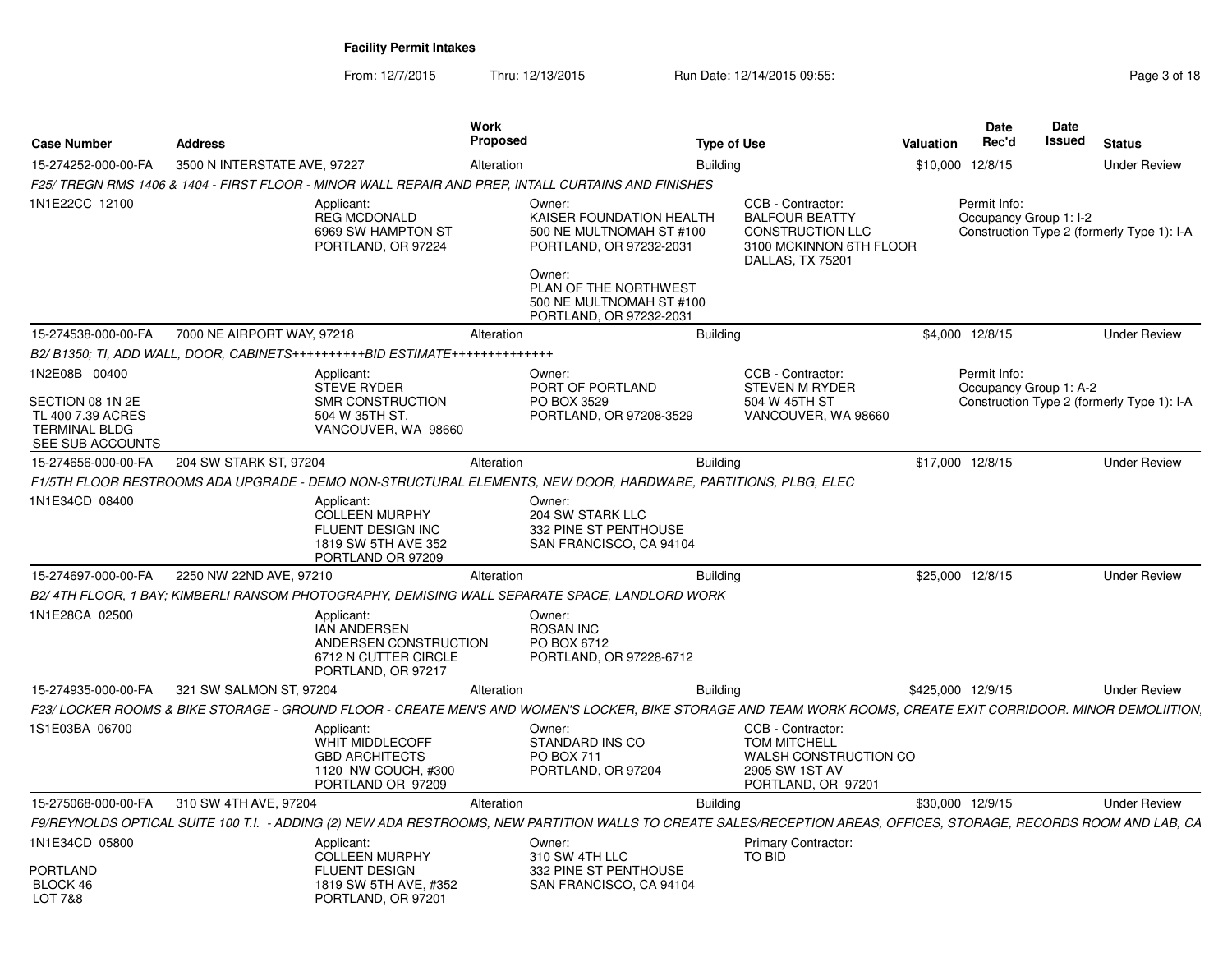**Facility Permit Intakes**

From: 12/7/2015 Thru: 12/13/2015 Run Date: 12/14/2015 09:55:

| Case Number | Address | Work Proposed | Type of Use | Valuation | Date Rec'd | Date Issued | Status |
|---|---|---|---|---|---|---|---|
| 15-274252-000-00-FA | 3500 N INTERSTATE AVE, 97227 | Alteration | Building | $10,000 | 12/8/15 | | Under Review |

*F25/ TREGN RMS 1406 & 1404 - FIRST FLOOR - MINOR WALL REPAIR AND PREP, INTALL CURTAINS AND FINISHES*

1N1E22CC 12100

Applicant:
REG MCDONALD
6969 SW HAMPTON ST
PORTLAND, OR 97224

Owner:
KAISER FOUNDATION HEALTH
500 NE MULTNOMAH ST #100
PORTLAND, OR 97232-2031

Owner:
PLAN OF THE NORTHWEST
500 NE MULTNOMAH ST #100
PORTLAND, OR 97232-2031

CCB - Contractor:
BALFOUR BEATTY
CONSTRUCTION LLC
3100 MCKINNON 6TH FLOOR
DALLAS, TX 75201

Permit Info:
Occupancy Group 1: I-2
Construction Type 2 (formerly Type 1): I-A

| Case Number | Address | Work Proposed | Type of Use | Valuation | Date Rec'd | Date Issued | Status |
|---|---|---|---|---|---|---|---|
| 15-274538-000-00-FA | 7000 NE AIRPORT WAY, 97218 | Alteration | Building | $4,000 | 12/8/15 | | Under Review |

*B2/ B1350; TI, ADD WALL, DOOR, CABINETS++++++++++BID ESTIMATE++++++++++++++*

1N2E08B 00400

SECTION 08 1N 2E
TL 400 7.39 ACRES
TERMINAL BLDG
SEE SUB ACCOUNTS

Applicant:
STEVE RYDER
SMR CONSTRUCTION
504 W 35TH ST.
VANCOUVER, WA 98660

Owner:
PORT OF PORTLAND
PO BOX 3529
PORTLAND, OR 97208-3529

CCB - Contractor:
STEVEN M RYDER
504 W 45TH ST
VANCOUVER, WA 98660

Permit Info:
Occupancy Group 1: A-2
Construction Type 2 (formerly Type 1): I-A

| Case Number | Address | Work Proposed | Type of Use | Valuation | Date Rec'd | Date Issued | Status |
|---|---|---|---|---|---|---|---|
| 15-274656-000-00-FA | 204 SW STARK ST, 97204 | Alteration | Building | $17,000 | 12/8/15 | | Under Review |

*F1/5TH FLOOR RESTROOMS ADA UPGRADE - DEMO NON-STRUCTURAL ELEMENTS, NEW DOOR, HARDWARE, PARTITIONS, PLBG, ELEC*

1N1E34CD 08400

Applicant:
COLLEEN MURPHY
FLUENT DESIGN INC
1819 SW 5TH AVE 352
PORTLAND OR 97209

Owner:
204 SW STARK LLC
332 PINE ST PENTHOUSE
SAN FRANCISCO, CA 94104

| Case Number | Address | Work Proposed | Type of Use | Valuation | Date Rec'd | Date Issued | Status |
|---|---|---|---|---|---|---|---|
| 15-274697-000-00-FA | 2250 NW 22ND AVE, 97210 | Alteration | Building | $25,000 | 12/8/15 | | Under Review |

*B2/ 4TH FLOOR, 1 BAY; KIMBERLI RANSOM PHOTOGRAPHY, DEMISING WALL SEPARATE SPACE, LANDLORD WORK*

1N1E28CA 02500

Applicant:
IAN ANDERSEN
ANDERSEN CONSTRUCTION
6712 N CUTTER CIRCLE
PORTLAND, OR 97217

Owner:
ROSAN INC
PO BOX 6712
PORTLAND, OR 97228-6712

| Case Number | Address | Work Proposed | Type of Use | Valuation | Date Rec'd | Date Issued | Status |
|---|---|---|---|---|---|---|---|
| 15-274935-000-00-FA | 321 SW SALMON ST, 97204 | Alteration | Building | $425,000 | 12/9/15 | | Under Review |

*F23/ LOCKER ROOMS & BIKE STORAGE - GROUND FLOOR - CREATE MEN'S AND WOMEN'S LOCKER, BIKE STORAGE AND TEAM WORK ROOMS, CREATE EXIT CORRIDOOR. MINOR DEMOLIITION,*

1S1E03BA 06700

Applicant:
WHIT MIDDLECOFF
GBD ARCHITECTS
1120 NW COUCH, #300
PORTLAND OR 97209

Owner:
STANDARD INS CO
PO BOX 711
PORTLAND, OR 97204

CCB - Contractor:
TOM MITCHELL
WALSH CONSTRUCTION CO
2905 SW 1ST AV
PORTLAND, OR 97201

| Case Number | Address | Work Proposed | Type of Use | Valuation | Date Rec'd | Date Issued | Status |
|---|---|---|---|---|---|---|---|
| 15-275068-000-00-FA | 310 SW 4TH AVE, 97204 | Alteration | Building | $30,000 | 12/9/15 | | Under Review |

*F9/REYNOLDS OPTICAL SUITE 100 T.I. - ADDING (2) NEW ADA RESTROOMS, NEW PARTITION WALLS TO CREATE SALES/RECEPTION AREAS, OFFICES, STORAGE, RECORDS ROOM AND LAB, CA*

1N1E34CD 05800

PORTLAND
BLOCK 46
LOT 7&8

Applicant:
COLLEEN MURPHY
FLUENT DESIGN
1819 SW 5TH AVE, #352
PORTLAND, OR 97201

Owner:
310 SW 4TH LLC
332 PINE ST PENTHOUSE
SAN FRANCISCO, CA 94104

Primary Contractor:
TO BID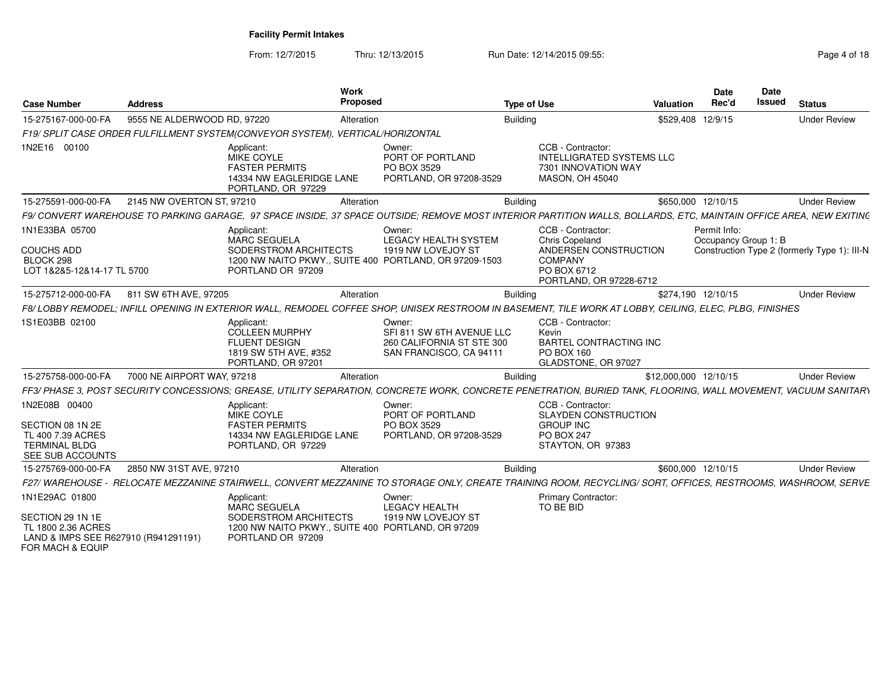## Facility Permit Intakes

From: 12/7/2015 Thru: 12/13/2015 Run Date: 12/14/2015 09:55:

| Case Number | Address | Work Proposed | Type of Use | Valuation | Date Rec'd | Date Issued | Status |
|---|---|---|---|---|---|---|---|
| 15-275167-000-00-FA | 9555 NE ALDERWOOD RD, 97220 | Alteration | Building | $529,408 | 12/9/15 | | Under Review |

*F19/ SPLIT CASE ORDER FULFILLMENT SYSTEM(CONVEYOR SYSTEM), VERTICAL/HORIZONTAL*

1N2E16 00100

Applicant: MIKE COYLE, FASTER PERMITS, 14334 NW EAGLERIDGE LANE, PORTLAND, OR 97229

Owner: PORT OF PORTLAND, PO BOX 3529, PORTLAND, OR 97208-3529

CCB - Contractor: INTELLIGRATED SYSTEMS LLC, 7301 INNOVATION WAY, MASON, OH 45040

| Case Number | Address | Work Proposed | Type of Use | Valuation | Date Rec'd | Date Issued | Status |
|---|---|---|---|---|---|---|---|
| 15-275591-000-00-FA | 2145 NW OVERTON ST, 97210 | Alteration | Building | $650,000 | 12/10/15 | | Under Review |

*F9/ CONVERT WAREHOUSE TO PARKING GARAGE, 97 SPACE INSIDE, 37 SPACE OUTSIDE; REMOVE MOST INTERIOR PARTITION WALLS, BOLLARDS, ETC, MAINTAIN OFFICE AREA, NEW EXITING*

1N1E33BA 05700
COUCHS ADD
BLOCK 298
LOT 1&2&5-12&14-17 TL 5700

Applicant: MARC SEGUELA, SODERSTROM ARCHITECTS, 1200 NW NAITO PKWY., SUITE 400, PORTLAND OR 97209

Owner: LEGACY HEALTH SYSTEM, 1919 NW LOVEJOY ST, PORTLAND, OR 97209-1503

CCB - Contractor: Chris Copeland, ANDERSEN CONSTRUCTION COMPANY, PO BOX 6712, PORTLAND, OR 97228-6712

Permit Info: Occupancy Group 1: B; Construction Type 2 (formerly Type 1): III-N

| Case Number | Address | Work Proposed | Type of Use | Valuation | Date Rec'd | Date Issued | Status |
|---|---|---|---|---|---|---|---|
| 15-275712-000-00-FA | 811 SW 6TH AVE, 97205 | Alteration | Building | $274,190 | 12/10/15 | | Under Review |

*F8/ LOBBY REMODEL; INFILL OPENING IN EXTERIOR WALL, REMODEL COFFEE SHOP, UNISEX RESTROOM IN BASEMENT, TILE WORK AT LOBBY, CEILING, ELEC, PLBG, FINISHES*

1S1E03BB 02100

Applicant: COLLEEN MURPHY, FLUENT DESIGN, 1819 SW 5TH AVE, #352, PORTLAND, OR 97201

Owner: SFI 811 SW 6TH AVENUE LLC, 260 CALIFORNIA ST STE 300, SAN FRANCISCO, CA 94111

CCB - Contractor: Kevin, BARTEL CONTRACTING INC, PO BOX 160, GLADSTONE, OR 97027

| Case Number | Address | Work Proposed | Type of Use | Valuation | Date Rec'd | Date Issued | Status |
|---|---|---|---|---|---|---|---|
| 15-275758-000-00-FA | 7000 NE AIRPORT WAY, 97218 | Alteration | Building | $12,000,000 | 12/10/15 | | Under Review |

*FF3/ PHASE 3, POST SECURITY CONCESSIONS; GREASE, UTILITY SEPARATION, CONCRETE WORK, CONCRETE PENETRATION, BURIED TANK, FLOORING, WALL MOVEMENT, VACUUM SANITARY*

1N2E08B 00400
SECTION 08 1N 2E
TL 400 7.39 ACRES
TERMINAL BLDG
SEE SUB ACCOUNTS

Applicant: MIKE COYLE, FASTER PERMITS, 14334 NW EAGLERIDGE LANE, PORTLAND, OR 97229

Owner: PORT OF PORTLAND, PO BOX 3529, PORTLAND, OR 97208-3529

CCB - Contractor: SLAYDEN CONSTRUCTION GROUP INC, PO BOX 247, STAYTON, OR 97383

| Case Number | Address | Work Proposed | Type of Use | Valuation | Date Rec'd | Date Issued | Status |
|---|---|---|---|---|---|---|---|
| 15-275769-000-00-FA | 2850 NW 31ST AVE, 97210 | Alteration | Building | $600,000 | 12/10/15 | | Under Review |

*F27/ WAREHOUSE - RELOCATE MEZZANINE STAIRWELL, CONVERT MEZZANINE TO STORAGE ONLY, CREATE TRAINING ROOM, RECYCLING/ SORT, OFFICES, RESTROOMS, WASHROOM, SERVE*

1N1E29AC 01800
SECTION 29 1N 1E
TL 1800 2.36 ACRES
LAND & IMPS SEE R627910 (R941291191)
FOR MACH & EQUIP

Applicant: MARC SEGUELA, SODERSTROM ARCHITECTS, 1200 NW NAITO PKWY., SUITE 400, PORTLAND OR 97209

Owner: LEGACY HEALTH, 1919 NW LOVEJOY ST, PORTLAND, OR 97209

Primary Contractor: TO BE BID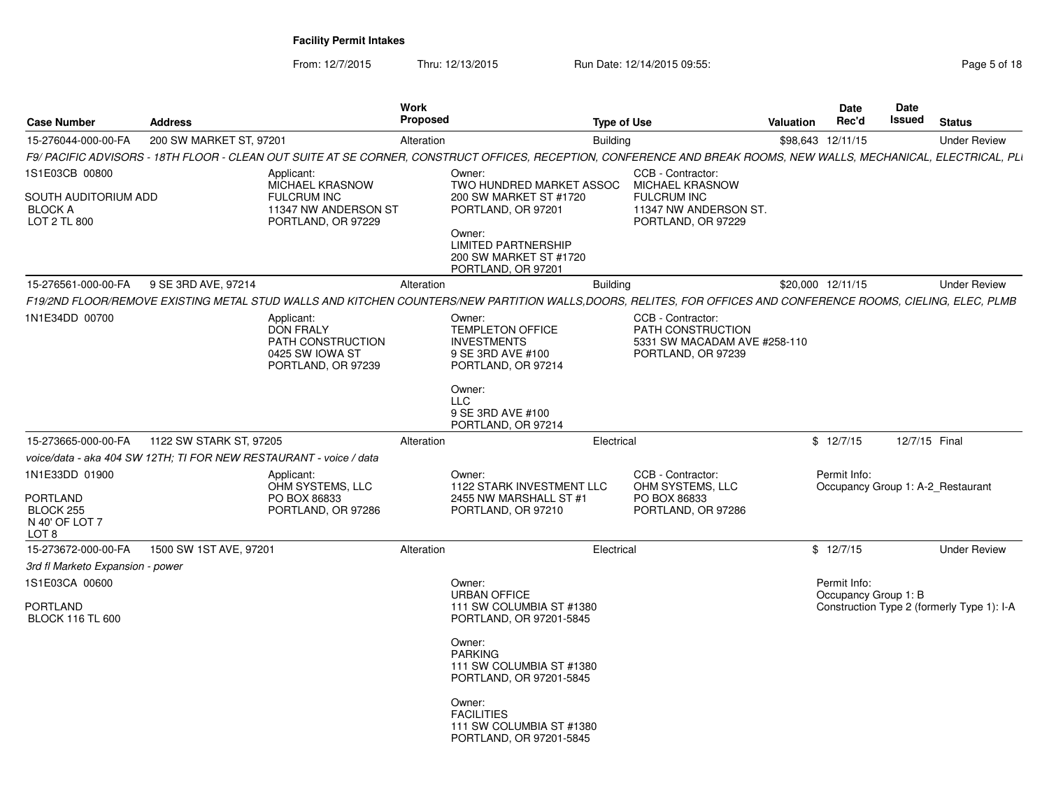**Facility Permit Intakes**

From: 12/7/2015 Thru: 12/13/2015 Run Date: 12/14/2015 09:55:

| Case Number | Address | Work Proposed | Type of Use | Valuation | Date Rec'd | Date Issued | Status |
|---|---|---|---|---|---|---|---|
| 15-276044-000-00-FA | 200 SW MARKET ST, 97201 | Alteration | Building | $98,643 | 12/11/15 | | Under Review |

*F9/ PACIFIC ADVISORS - 18TH FLOOR - CLEAN OUT SUITE AT SE CORNER, CONSTRUCT OFFICES, RECEPTION, CONFERENCE AND BREAK ROOMS, NEW WALLS, MECHANICAL, ELECTRICAL, PL*

1S1E03CB 00800
SOUTH AUDITORIUM ADD
BLOCK A
LOT 2 TL 800

Applicant:
MICHAEL KRASNOW
FULCRUM INC
11347 NW ANDERSON ST
PORTLAND, OR 97229

Owner:
TWO HUNDRED MARKET ASSOC
200 SW MARKET ST #1720
PORTLAND, OR 97201

Owner:
LIMITED PARTNERSHIP
200 SW MARKET ST #1720
PORTLAND, OR 97201

CCB - Contractor:
MICHAEL KRASNOW
FULCRUM INC
11347 NW ANDERSON ST.
PORTLAND, OR 97229

| Case Number | Address | Work Proposed | Type of Use | Valuation | Date Rec'd | Date Issued | Status |
|---|---|---|---|---|---|---|---|
| 15-276561-000-00-FA | 9 SE 3RD AVE, 97214 | Alteration | Building | $20,000 | 12/11/15 | | Under Review |

*F19/2ND FLOOR/REMOVE EXISTING METAL STUD WALLS AND KITCHEN COUNTERS/NEW PARTITION WALLS,DOORS, RELITES, FOR OFFICES AND CONFERENCE ROOMS, CIELING, ELEC, PLMB*

1N1E34DD 00700

Applicant:
DON FRALY
PATH CONSTRUCTION
0425 SW IOWA ST
PORTLAND, OR 97239

Owner:
TEMPLETON OFFICE INVESTMENTS
9 SE 3RD AVE #100
PORTLAND, OR 97214

Owner:
LLC
9 SE 3RD AVE #100
PORTLAND, OR 97214

CCB - Contractor:
PATH CONSTRUCTION
5331 SW MACADAM AVE #258-110
PORTLAND, OR 97239

| Case Number | Address | Work Proposed | Type of Use | Valuation | Date Rec'd | Date Issued | Status |
|---|---|---|---|---|---|---|---|
| 15-273665-000-00-FA | 1122 SW STARK ST, 97205 | Alteration | Electrical | $ | 12/7/15 | 12/7/15 | Final |

*voice/data - aka 404 SW 12TH; TI FOR NEW RESTAURANT - voice / data*

1N1E33DD 01900
PORTLAND
BLOCK 255
N 40' OF LOT 7
LOT 8

Applicant:
OHM SYSTEMS, LLC
PO BOX 86833
PORTLAND, OR 97286

Owner:
1122 STARK INVESTMENT LLC
2455 NW MARSHALL ST #1
PORTLAND, OR 97210

CCB - Contractor:
OHM SYSTEMS, LLC
PO BOX 86833
PORTLAND, OR 97286

Permit Info:
Occupancy Group 1: A-2_Restaurant

| Case Number | Address | Work Proposed | Type of Use | Valuation | Date Rec'd | Date Issued | Status |
|---|---|---|---|---|---|---|---|
| 15-273672-000-00-FA | 1500 SW 1ST AVE, 97201 | Alteration | Electrical | $ | 12/7/15 | | Under Review |

*3rd fl Marketo Expansion - power*

1S1E03CA 00600
PORTLAND
BLOCK 116 TL 600

Owner:
URBAN OFFICE
111 SW COLUMBIA ST #1380
PORTLAND, OR 97201-5845

Owner:
PARKING
111 SW COLUMBIA ST #1380
PORTLAND, OR 97201-5845

Owner:
FACILITIES
111 SW COLUMBIA ST #1380
PORTLAND, OR 97201-5845

Permit Info:
Occupancy Group 1: B
Construction Type 2 (formerly Type 1): I-A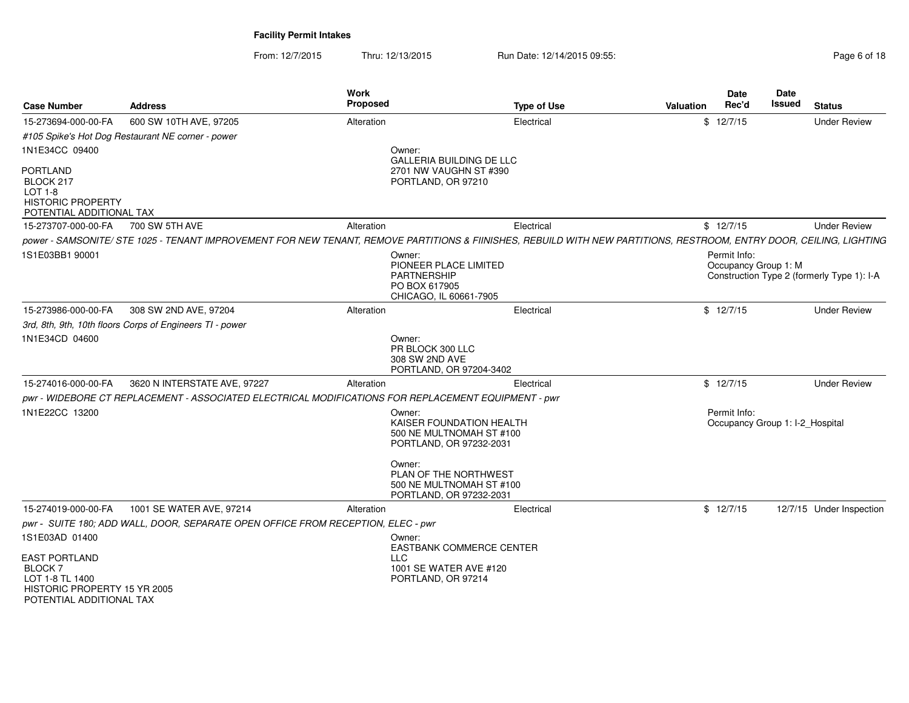# Facility Permit Intakes

From: 12/7/2015 Thru: 12/13/2015 Run Date: 12/14/2015 09:55:

| Case Number | Address | Work Proposed | Type of Use | Valuation | Date Rec'd | Date Issued | Status |
|---|---|---|---|---|---|---|---|
| 15-273694-000-00-FA | 600 SW 10TH AVE, 97205 | Alteration | Electrical | $ | 12/7/15 | | Under Review |
| *#105 Spike's Hot Dog Restaurant NE corner - power* | | | | | | | |
| 1N1E34CC 09400<br>PORTLAND<br>BLOCK 217<br>LOT 1-8<br>HISTORIC PROPERTY<br>POTENTIAL ADDITIONAL TAX | | Owner:<br>GALLERIA BUILDING DE LLC<br>2701 NW VAUGHN ST #390<br>PORTLAND, OR 97210 | | | | | |
| 15-273707-000-00-FA | 700 SW 5TH AVE | Alteration | Electrical | $ | 12/7/15 | | Under Review |
| *power - SAMSONITE/ STE 1025 - TENANT IMPROVEMENT FOR NEW TENANT, REMOVE PARTITIONS & FIINISHES, REBUILD WITH NEW PARTITIONS, RESTROOM, ENTRY DOOR, CEILING, LIGHTING* | | | | | | | |
| 1S1E03BB1 90001 | | Owner:<br>PIONEER PLACE LIMITED PARTNERSHIP<br>PO BOX 617905<br>CHICAGO, IL 60661-7905 | | | Permit Info:<br>Occupancy Group 1: M<br>Construction Type 2 (formerly Type 1): I-A | | |
| 15-273986-000-00-FA | 308 SW 2ND AVE, 97204 | Alteration | Electrical | $ | 12/7/15 | | Under Review |
| *3rd, 8th, 9th, 10th floors Corps of Engineers TI - power* | | | | | | | |
| 1N1E34CD 04600 | | Owner:<br>PR BLOCK 300 LLC<br>308 SW 2ND AVE<br>PORTLAND, OR 97204-3402 | | | | | |
| 15-274016-000-00-FA | 3620 N INTERSTATE AVE, 97227 | Alteration | Electrical | $ | 12/7/15 | | Under Review |
| *pwr - WIDEBORE CT REPLACEMENT - ASSOCIATED ELECTRICAL MODIFICATIONS FOR REPLACEMENT EQUIPMENT - pwr* | | | | | | | |
| 1N1E22CC 13200 | | Owner:<br>KAISER FOUNDATION HEALTH<br>500 NE MULTNOMAH ST #100<br>PORTLAND, OR 97232-2031<br><br>Owner:<br>PLAN OF THE NORTHWEST<br>500 NE MULTNOMAH ST #100<br>PORTLAND, OR 97232-2031 | | | Permit Info:<br>Occupancy Group 1: I-2_Hospital | | |
| 15-274019-000-00-FA | 1001 SE WATER AVE, 97214 | Alteration | Electrical | $ | 12/7/15 | 12/7/15 | Under Inspection |
| *pwr - SUITE 180; ADD WALL, DOOR, SEPARATE OPEN OFFICE FROM RECEPTION, ELEC - pwr* | | | | | | | |
| 1S1E03AD 01400<br>EAST PORTLAND<br>BLOCK 7<br>LOT 1-8 TL 1400<br>HISTORIC PROPERTY 15 YR 2005<br>POTENTIAL ADDITIONAL TAX | | Owner:<br>EASTBANK COMMERCE CENTER LLC<br>1001 SE WATER AVE #120<br>PORTLAND, OR 97214 | | | | | |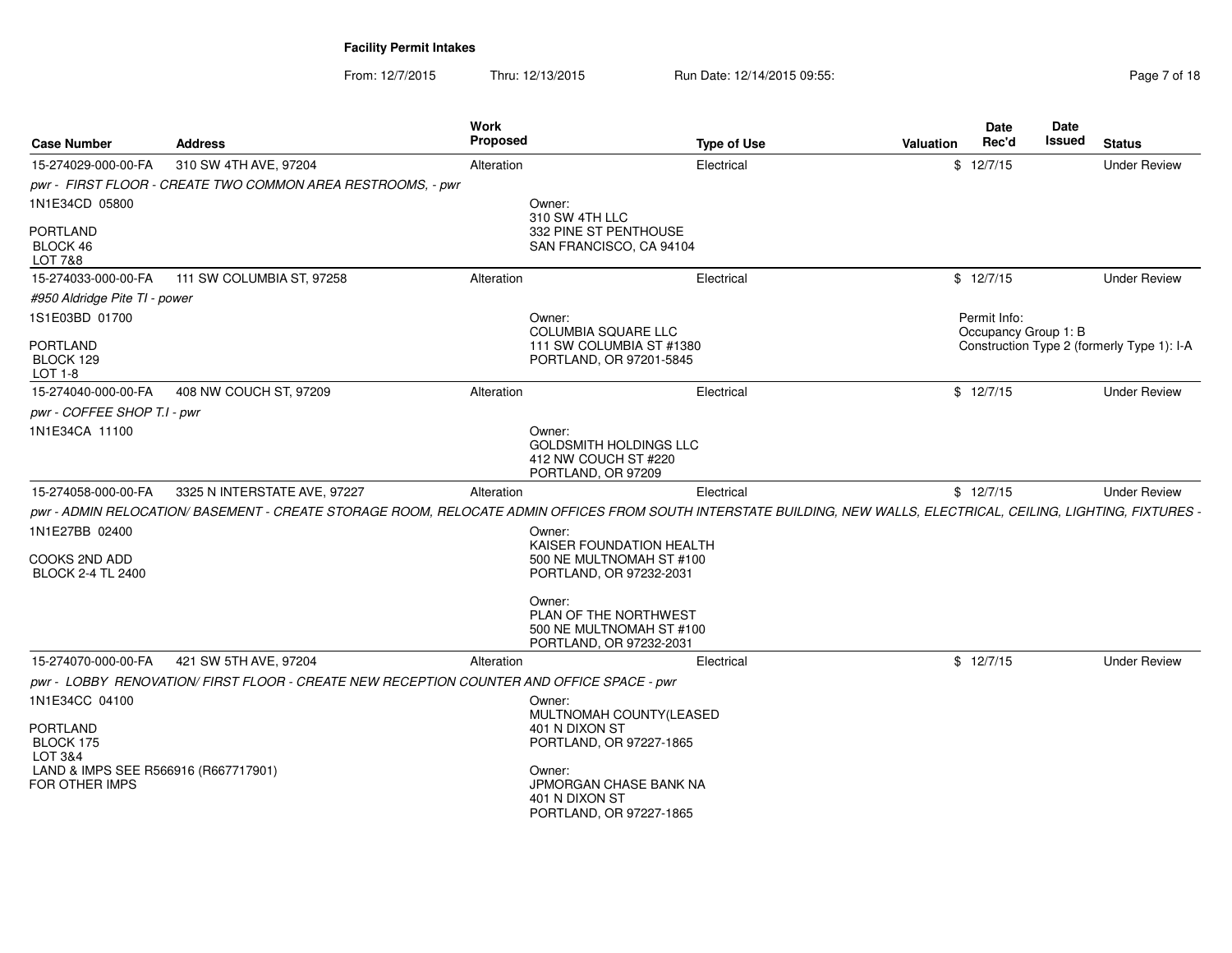# Facility Permit Intakes

From: 12/7/2015 Thru: 12/13/2015 Run Date: 12/14/2015 09:55:

| Case Number | Address | Work Proposed | Type of Use | Valuation | Date Rec'd | Date Issued | Status |
|---|---|---|---|---|---|---|---|
| 15-274029-000-00-FA | 310 SW 4TH AVE, 97204 | Alteration | Electrical | $ | 12/7/15 | | Under Review |
| *pwr - FIRST FLOOR - CREATE TWO COMMON AREA RESTROOMS, - pwr* | | | | | | | |
| 1N1E34CD 05800<br>PORTLAND<br>BLOCK 46<br>LOT 7&8 | | Owner:<br>310 SW 4TH LLC<br>332 PINE ST PENTHOUSE<br>SAN FRANCISCO, CA 94104 | | | | | |
| 15-274033-000-00-FA | 111 SW COLUMBIA ST, 97258 | Alteration | Electrical | $ | 12/7/15 | | Under Review |
| *#950 Aldridge Pite TI - power* | | | | | | | |
| 1S1E03BD 01700<br>PORTLAND<br>BLOCK 129<br>LOT 1-8 | | Owner:<br>COLUMBIA SQUARE LLC<br>111 SW COLUMBIA ST #1380<br>PORTLAND, OR 97201-5845 | | | Permit Info:<br>Occupancy Group 1: B<br>Construction Type 2 (formerly Type 1): I-A | | |
| 15-274040-000-00-FA | 408 NW COUCH ST, 97209 | Alteration | Electrical | $ | 12/7/15 | | Under Review |
| *pwr - COFFEE SHOP T.I - pwr* | | | | | | | |
| 1N1E34CA 11100 | | Owner:<br>GOLDSMITH HOLDINGS LLC<br>412 NW COUCH ST #220<br>PORTLAND, OR 97209 | | | | | |
| 15-274058-000-00-FA | 3325 N INTERSTATE AVE, 97227 | Alteration | Electrical | $ | 12/7/15 | | Under Review |
| *pwr - ADMIN RELOCATION/ BASEMENT - CREATE STORAGE ROOM, RELOCATE ADMIN OFFICES FROM SOUTH INTERSTATE BUILDING, NEW WALLS, ELECTRICAL, CEILING, LIGHTING, FIXTURES -* | | | | | | | |
| 1N1E27BB 02400<br>COOKS 2ND ADD<br>BLOCK 2-4 TL 2400 | | Owner:<br>KAISER FOUNDATION HEALTH<br>500 NE MULTNOMAH ST #100<br>PORTLAND, OR 97232-2031<br><br>Owner:<br>PLAN OF THE NORTHWEST<br>500 NE MULTNOMAH ST #100<br>PORTLAND, OR 97232-2031 | | | | | |
| 15-274070-000-00-FA | 421 SW 5TH AVE, 97204 | Alteration | Electrical | $ | 12/7/15 | | Under Review |
| *pwr - LOBBY RENOVATION/ FIRST FLOOR - CREATE NEW RECEPTION COUNTER AND OFFICE SPACE - pwr* | | | | | | | |
| 1N1E34CC 04100<br>PORTLAND<br>BLOCK 175<br>LOT 3&4<br>LAND & IMPS SEE R566916 (R667717901)<br>FOR OTHER IMPS | | Owner:<br>MULTNOMAH COUNTY(LEASED<br>401 N DIXON ST<br>PORTLAND, OR 97227-1865<br><br>Owner:<br>JPMORGAN CHASE BANK NA<br>401 N DIXON ST<br>PORTLAND, OR 97227-1865 | | | | | |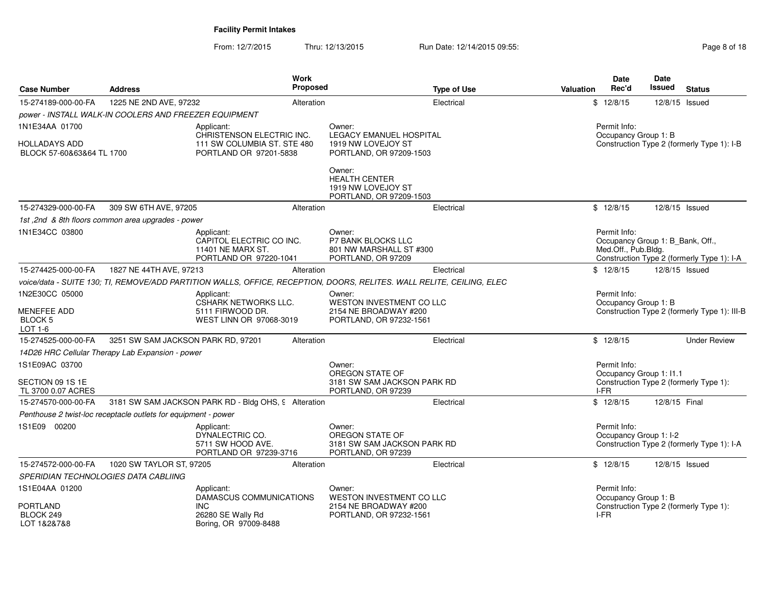**Facility Permit Intakes**

From: 12/7/2015 Thru: 12/13/2015 Run Date: 12/14/2015 09:55:

| Case Number | Address | Work Proposed | Type of Use | Valuation | Date Rec'd | Date Issued | Status |
|---|---|---|---|---|---|---|---|
| 15-274189-000-00-FA | 1225 NE 2ND AVE, 97232 | Alteration | Electrical | $ | 12/8/15 | 12/8/15 | Issued |

*power - INSTALL WALK-IN COOLERS AND FREEZER EQUIPMENT*

1N1E34AA 01700
HOLLADAYS ADD
BLOCK 57-60&63&64 TL 1700

Applicant:
CHRISTENSON ELECTRIC INC.
111 SW COLUMBIA ST. STE 480
PORTLAND OR 97201-5838

Owner:
LEGACY EMANUEL HOSPITAL
1919 NW LOVEJOY ST
PORTLAND, OR 97209-1503

Owner:
HEALTH CENTER
1919 NW LOVEJOY ST
PORTLAND, OR 97209-1503

Permit Info:
Occupancy Group 1: B
Construction Type 2 (formerly Type 1): I-B

| Case Number | Address | Work Proposed | Type of Use | Valuation | Date Rec'd | Date Issued | Status |
|---|---|---|---|---|---|---|---|
| 15-274329-000-00-FA | 309 SW 6TH AVE, 97205 | Alteration | Electrical | $ | 12/8/15 | 12/8/15 | Issued |

*1st ,2nd & 8th floors common area upgrades - power*

1N1E34CC 03800

Applicant:
CAPITOL ELECTRIC CO INC.
11401 NE MARX ST.
PORTLAND OR 97220-1041

Owner:
P7 BANK BLOCKS LLC
801 NW MARSHALL ST #300
PORTLAND, OR 97209

Permit Info:
Occupancy Group 1: B_Bank, Off., Med.Off., Pub.Bldg.
Construction Type 2 (formerly Type 1): I-A

| Case Number | Address | Work Proposed | Type of Use | Valuation | Date Rec'd | Date Issued | Status |
|---|---|---|---|---|---|---|---|
| 15-274425-000-00-FA | 1827 NE 44TH AVE, 97213 | Alteration | Electrical | $ | 12/8/15 | 12/8/15 | Issued |

*voice/data - SUITE 130; TI, REMOVE/ADD PARTITION WALLS, OFFICE, RECEPTION, DOORS, RELITES. WALL RELITE, CEILING, ELEC*

1N2E30CC 05000
MENEFEE ADD
BLOCK 5
LOT 1-6

Applicant:
CSHARK NETWORKS LLC.
5111 FIRWOOD DR.
WEST LINN OR 97068-3019

Owner:
WESTON INVESTMENT CO LLC
2154 NE BROADWAY #200
PORTLAND, OR 97232-1561

Permit Info:
Occupancy Group 1: B
Construction Type 2 (formerly Type 1): III-B

| Case Number | Address | Work Proposed | Type of Use | Valuation | Date Rec'd | Date Issued | Status |
|---|---|---|---|---|---|---|---|
| 15-274525-000-00-FA | 3251 SW SAM JACKSON PARK RD, 97201 | Alteration | Electrical | $ | 12/8/15 | | Under Review |

*14D26 HRC Cellular Therapy Lab Expansion - power*

1S1E09AC 03700
SECTION 09 1S 1E
TL 3700 0.07 ACRES

Owner:
OREGON STATE OF
3181 SW SAM JACKSON PARK RD
PORTLAND, OR 97239

Permit Info:
Occupancy Group 1: I1.1
Construction Type 2 (formerly Type 1): I-FR

| Case Number | Address | Work Proposed | Type of Use | Valuation | Date Rec'd | Date Issued | Status |
|---|---|---|---|---|---|---|---|
| 15-274570-000-00-FA | 3181 SW SAM JACKSON PARK RD - Bldg OHS, 9 | Alteration | Electrical | $ | 12/8/15 | 12/8/15 | Final |

*Penthouse 2 twist-loc receptacle outlets for equipment - power*

1S1E09 00200

Applicant:
DYNALECTRIC CO.
5711 SW HOOD AVE.
PORTLAND OR 97239-3716

Owner:
OREGON STATE OF
3181 SW SAM JACKSON PARK RD
PORTLAND, OR 97239

Permit Info:
Occupancy Group 1: I-2
Construction Type 2 (formerly Type 1): I-A

| Case Number | Address | Work Proposed | Type of Use | Valuation | Date Rec'd | Date Issued | Status |
|---|---|---|---|---|---|---|---|
| 15-274572-000-00-FA | 1020 SW TAYLOR ST, 97205 | Alteration | Electrical | $ | 12/8/15 | 12/8/15 | Issued |

*SPERIDIAN TECHNOLOGIES DATA CABLIING*

1S1E04AA 01200
PORTLAND
BLOCK 249
LOT 1&2&7&8

Applicant:
DAMASCUS COMMUNICATIONS INC
26280 SE Wally Rd
Boring, OR 97009-8488

Owner:
WESTON INVESTMENT CO LLC
2154 NE BROADWAY #200
PORTLAND, OR 97232-1561

Permit Info:
Occupancy Group 1: B
Construction Type 2 (formerly Type 1): I-FR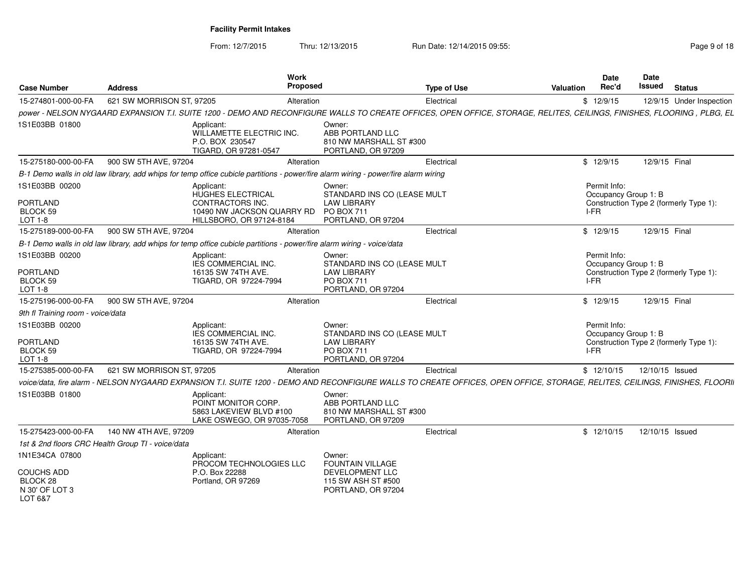**Facility Permit Intakes**

From: 12/7/2015 Thru: 12/13/2015 Run Date: 12/14/2015 09:55:

| Case Number | Address | Work Proposed | Type of Use | Valuation | Date Rec'd | Date Issued | Status |
|---|---|---|---|---|---|---|---|
| 15-274801-000-00-FA | 621 SW MORRISON ST, 97205 | Alteration | Electrical | $ | 12/9/15 | 12/9/15 | Under Inspection |

*power - NELSON NYGAARD EXPANSION T.I. SUITE 1200 - DEMO AND RECONFIGURE WALLS TO CREATE OFFICES, OPEN OFFICE, STORAGE, RELITES, CEILINGS, FINISHES, FLOORING , PLBG, EL*

1S1E03BB 01800

Applicant: WILLAMETTE ELECTRIC INC. P.O. BOX 230547 TIGARD, OR 97281-0547

Owner: ABB PORTLAND LLC 810 NW MARSHALL ST #300 PORTLAND, OR 97209

| Case Number | Address | Work Proposed | Type of Use | Valuation | Date Rec'd | Date Issued | Status |
|---|---|---|---|---|---|---|---|
| 15-275180-000-00-FA | 900 SW 5TH AVE, 97204 | Alteration | Electrical | $ | 12/9/15 | 12/9/15 | Final |

*B-1 Demo walls in old law library, add whips for temp office cubicle partitions - power/fire alarm wiring - power/fire alarm wiring*

1S1E03BB 00200

PORTLAND BLOCK 59 LOT 1-8

Applicant: HUGHES ELECTRICAL CONTRACTORS INC. 10490 NW JACKSON QUARRY RD HILLSBORO, OR 97124-8184

Owner: STANDARD INS CO (LEASE MULT LAW LIBRARY PO BOX 711 PORTLAND, OR 97204

Permit Info: Occupancy Group 1: B Construction Type 2 (formerly Type 1): I-FR

| Case Number | Address | Work Proposed | Type of Use | Valuation | Date Rec'd | Date Issued | Status |
|---|---|---|---|---|---|---|---|
| 15-275189-000-00-FA | 900 SW 5TH AVE, 97204 | Alteration | Electrical | $ | 12/9/15 | 12/9/15 | Final |

*B-1 Demo walls in old law library, add whips for temp office cubicle partitions - power/fire alarm wiring - voice/data*

1S1E03BB 00200

PORTLAND BLOCK 59 LOT 1-8

Applicant: IES COMMERCIAL INC. 16135 SW 74TH AVE. TIGARD, OR 97224-7994

Owner: STANDARD INS CO (LEASE MULT LAW LIBRARY PO BOX 711 PORTLAND, OR 97204

Permit Info: Occupancy Group 1: B Construction Type 2 (formerly Type 1): I-FR

| Case Number | Address | Work Proposed | Type of Use | Valuation | Date Rec'd | Date Issued | Status |
|---|---|---|---|---|---|---|---|
| 15-275196-000-00-FA | 900 SW 5TH AVE, 97204 | Alteration | Electrical | $ | 12/9/15 | 12/9/15 | Final |

*9th fl Training room - voice/data*

1S1E03BB 00200

PORTLAND BLOCK 59 LOT 1-8

Applicant: IES COMMERCIAL INC. 16135 SW 74TH AVE. TIGARD, OR 97224-7994

Owner: STANDARD INS CO (LEASE MULT LAW LIBRARY PO BOX 711 PORTLAND, OR 97204

Permit Info: Occupancy Group 1: B Construction Type 2 (formerly Type 1): I-FR

| Case Number | Address | Work Proposed | Type of Use | Valuation | Date Rec'd | Date Issued | Status |
|---|---|---|---|---|---|---|---|
| 15-275385-000-00-FA | 621 SW MORRISON ST, 97205 | Alteration | Electrical | $ | 12/10/15 | 12/10/15 | Issued |

*voice/data, fire alarm - NELSON NYGAARD EXPANSION T.I. SUITE 1200 - DEMO AND RECONFIGURE WALLS TO CREATE OFFICES, OPEN OFFICE, STORAGE, RELITES, CEILINGS, FINISHES, FLOORI*

1S1E03BB 01800

Applicant: POINT MONITOR CORP. 5863 LAKEVIEW BLVD #100 LAKE OSWEGO, OR 97035-7058

Owner: ABB PORTLAND LLC 810 NW MARSHALL ST #300 PORTLAND, OR 97209

| Case Number | Address | Work Proposed | Type of Use | Valuation | Date Rec'd | Date Issued | Status |
|---|---|---|---|---|---|---|---|
| 15-275423-000-00-FA | 140 NW 4TH AVE, 97209 | Alteration | Electrical | $ | 12/10/15 | 12/10/15 | Issued |

*1st & 2nd floors CRC Health Group TI - voice/data*

1N1E34CA 07800

COUCHS ADD BLOCK 28 N 30' OF LOT 3 LOT 6&7

Applicant: PROCOM TECHNOLOGIES LLC P.O. Box 22288 Portland, OR 97269

Owner: FOUNTAIN VILLAGE DEVELOPMENT LLC 115 SW ASH ST #500 PORTLAND, OR 97204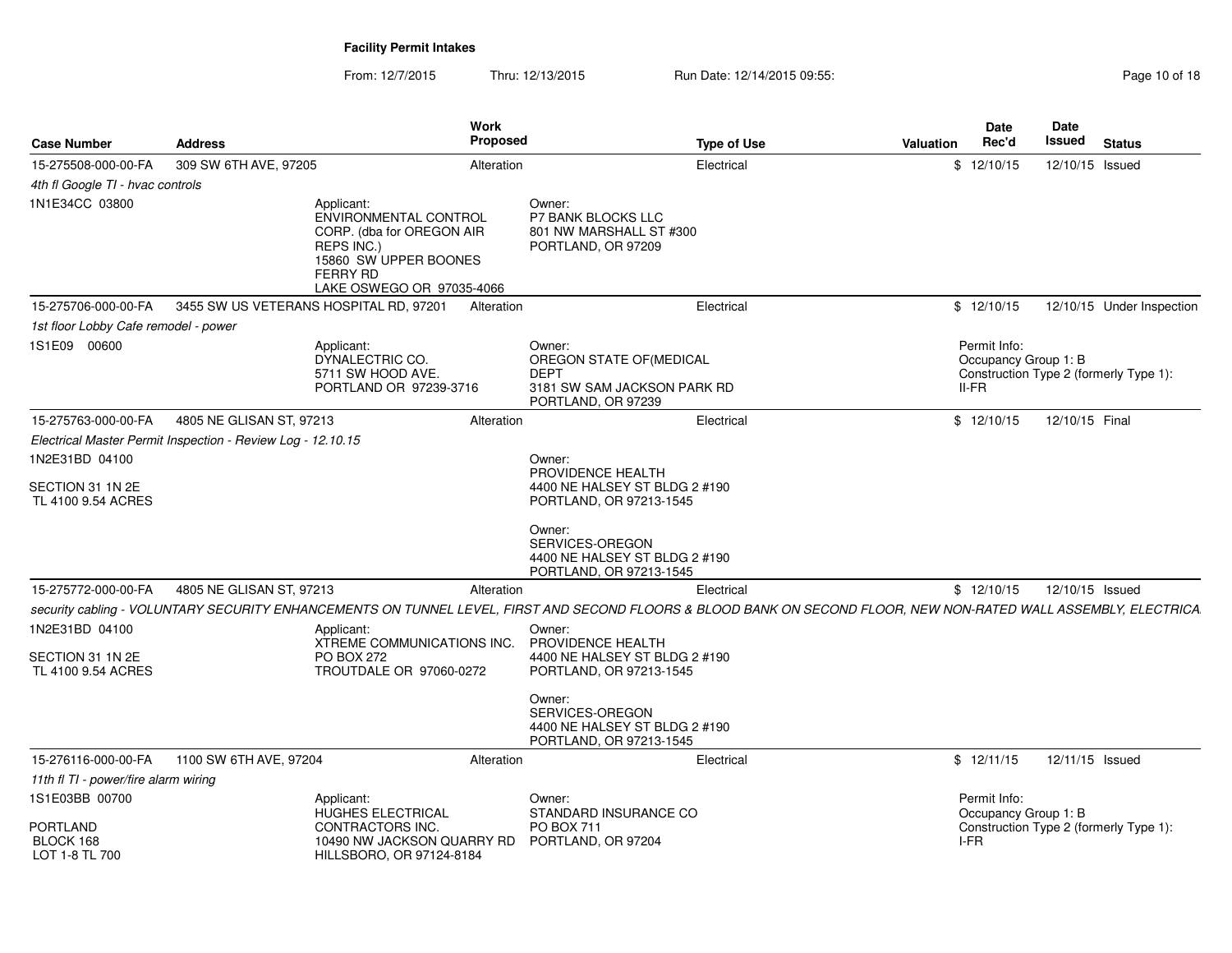## Facility Permit Intakes

From: 12/7/2015 Thru: 12/13/2015 Run Date: 12/14/2015 09:55:

| Case Number | Address | Work Proposed | Type of Use | Valuation | Date Rec'd | Date Issued | Status |
|---|---|---|---|---|---|---|---|
| 15-275508-000-00-FA | 309 SW 6TH AVE, 97205 | Alteration | Electrical | $ | 12/10/15 | 12/10/15 | Issued |

*4th fl Google TI - hvac controls*

1N1E34CC 03800

Applicant:
ENVIRONMENTAL CONTROL CORP. (dba for OREGON AIR REPS INC.)
15860 SW UPPER BOONES FERRY RD
LAKE OSWEGO OR 97035-4066

Owner:
P7 BANK BLOCKS LLC
801 NW MARSHALL ST #300
PORTLAND, OR 97209

| Case Number | Address | Work Proposed | Type of Use | Valuation | Date Rec'd | Date Issued | Status |
|---|---|---|---|---|---|---|---|
| 15-275706-000-00-FA | 3455 SW US VETERANS HOSPITAL RD, 97201 | Alteration | Electrical | $ | 12/10/15 | 12/10/15 | Under Inspection |

*1st floor Lobby Cafe remodel - power*

1S1E09 00600

Applicant:
DYNALECTRIC CO.
5711 SW HOOD AVE.
PORTLAND OR 97239-3716

Owner:
OREGON STATE OF(MEDICAL DEPT
3181 SW SAM JACKSON PARK RD
PORTLAND, OR 97239

Permit Info:
Occupancy Group 1: B
Construction Type 2 (formerly Type 1): II-FR

| Case Number | Address | Work Proposed | Type of Use | Valuation | Date Rec'd | Date Issued | Status |
|---|---|---|---|---|---|---|---|
| 15-275763-000-00-FA | 4805 NE GLISAN ST, 97213 | Alteration | Electrical | $ | 12/10/15 | 12/10/15 | Final |

*Electrical Master Permit Inspection - Review Log - 12.10.15*

1N2E31BD 04100

SECTION 31 1N 2E
TL 4100 9.54 ACRES

Owner:
PROVIDENCE HEALTH
4400 NE HALSEY ST BLDG 2 #190
PORTLAND, OR 97213-1545

Owner:
SERVICES-OREGON
4400 NE HALSEY ST BLDG 2 #190
PORTLAND, OR 97213-1545

| Case Number | Address | Work Proposed | Type of Use | Valuation | Date Rec'd | Date Issued | Status |
|---|---|---|---|---|---|---|---|
| 15-275772-000-00-FA | 4805 NE GLISAN ST, 97213 | Alteration | Electrical | $ | 12/10/15 | 12/10/15 | Issued |

*security cabling - VOLUNTARY SECURITY ENHANCEMENTS ON TUNNEL LEVEL, FIRST AND SECOND FLOORS & BLOOD BANK ON SECOND FLOOR, NEW NON-RATED WALL ASSEMBLY, ELECTRICA*

1N2E31BD 04100

SECTION 31 1N 2E
TL 4100 9.54 ACRES

Applicant:
XTREME COMMUNICATIONS INC.
PO BOX 272
TROUTDALE OR 97060-0272

Owner:
PROVIDENCE HEALTH
4400 NE HALSEY ST BLDG 2 #190
PORTLAND, OR 97213-1545

Owner:
SERVICES-OREGON
4400 NE HALSEY ST BLDG 2 #190
PORTLAND, OR 97213-1545

| Case Number | Address | Work Proposed | Type of Use | Valuation | Date Rec'd | Date Issued | Status |
|---|---|---|---|---|---|---|---|
| 15-276116-000-00-FA | 1100 SW 6TH AVE, 97204 | Alteration | Electrical | $ | 12/11/15 | 12/11/15 | Issued |

*11th fl TI - power/fire alarm wiring*

1S1E03BB 00700

PORTLAND
BLOCK 168
LOT 1-8 TL 700

Applicant:
HUGHES ELECTRICAL CONTRACTORS INC.
10490 NW JACKSON QUARRY RD
HILLSBORO, OR 97124-8184

Owner:
STANDARD INSURANCE CO
PO BOX 711
PORTLAND, OR 97204

Permit Info:
Occupancy Group 1: B
Construction Type 2 (formerly Type 1): I-FR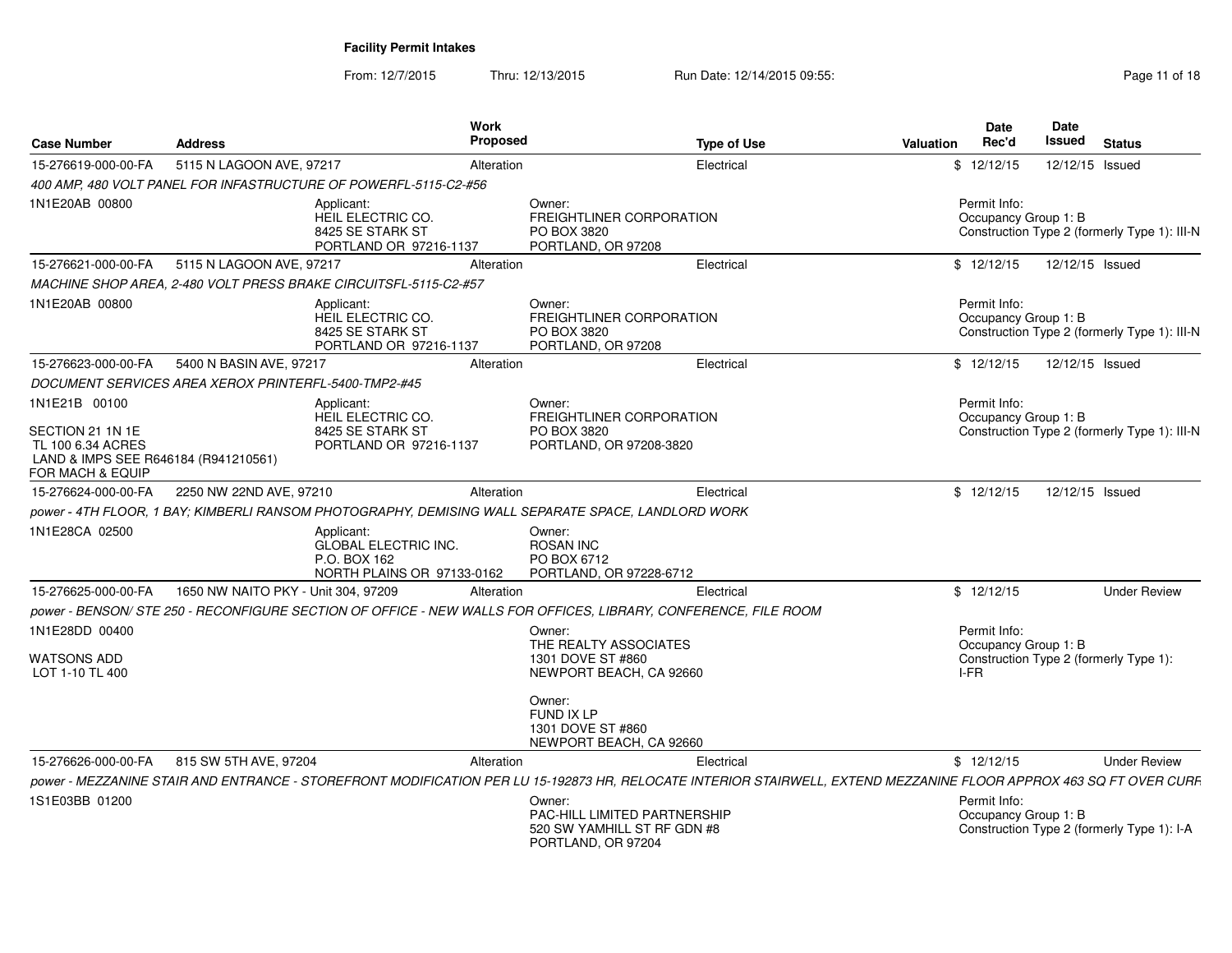**Facility Permit Intakes**

From: 12/7/2015 Thru: 12/13/2015 Run Date: 12/14/2015 09:55:

| Case Number | Address | Work Proposed | Type of Use | Valuation | Date Rec'd | Date Issued | Status |
|---|---|---|---|---|---|---|---|
| 15-276619-000-00-FA | 5115 N LAGOON AVE, 97217 | Alteration | Electrical | $ | 12/12/15 | 12/12/15 | Issued |
| *400 AMP, 480 VOLT PANEL FOR INFASTRUCTURE OF POWERFL-5115-C2-#56* | | | | | | | |
| 1N1E20AB 00800 | Applicant: HEIL ELECTRIC CO. 8425 SE STARK ST PORTLAND OR 97216-1137 | Owner: FREIGHTLINER CORPORATION PO BOX 3820 PORTLAND, OR 97208 | | | Permit Info: Occupancy Group 1: B Construction Type 2 (formerly Type 1): III-N | | |
| 15-276621-000-00-FA | 5115 N LAGOON AVE, 97217 | Alteration | Electrical | $ | 12/12/15 | 12/12/15 | Issued |
| *MACHINE SHOP AREA, 2-480 VOLT PRESS BRAKE CIRCUITSFL-5115-C2-#57* | | | | | | | |
| 1N1E20AB 00800 | Applicant: HEIL ELECTRIC CO. 8425 SE STARK ST PORTLAND OR 97216-1137 | Owner: FREIGHTLINER CORPORATION PO BOX 3820 PORTLAND, OR 97208 | | | Permit Info: Occupancy Group 1: B Construction Type 2 (formerly Type 1): III-N | | |
| 15-276623-000-00-FA | 5400 N BASIN AVE, 97217 | Alteration | Electrical | $ | 12/12/15 | 12/12/15 | Issued |
| *DOCUMENT SERVICES AREA XEROX PRINTERFL-5400-TMP2-#45* | | | | | | | |
| 1N1E21B 00100 SECTION 21 1N 1E TL 100 6.34 ACRES LAND & IMPS SEE R646184 (R941210561) FOR MACH & EQUIP | Applicant: HEIL ELECTRIC CO. 8425 SE STARK ST PORTLAND OR 97216-1137 | Owner: FREIGHTLINER CORPORATION PO BOX 3820 PORTLAND, OR 97208-3820 | | | Permit Info: Occupancy Group 1: B Construction Type 2 (formerly Type 1): III-N | | |
| 15-276624-000-00-FA | 2250 NW 22ND AVE, 97210 | Alteration | Electrical | $ | 12/12/15 | 12/12/15 | Issued |
| *power - 4TH FLOOR, 1 BAY; KIMBERLI RANSOM PHOTOGRAPHY, DEMISING WALL SEPARATE SPACE, LANDLORD WORK* | | | | | | | |
| 1N1E28CA 02500 | Applicant: GLOBAL ELECTRIC INC. P.O. BOX 162 NORTH PLAINS OR 97133-0162 | Owner: ROSAN INC PO BOX 6712 PORTLAND, OR 97228-6712 | | | | | |
| 15-276625-000-00-FA | 1650 NW NAITO PKY - Unit 304, 97209 | Alteration | Electrical | $ | 12/12/15 | | Under Review |
| *power - BENSON/ STE 250 - RECONFIGURE SECTION OF OFFICE - NEW WALLS FOR OFFICES, LIBRARY, CONFERENCE, FILE ROOM* | | | | | | | |
| 1N1E28DD 00400 WATSONS ADD LOT 1-10 TL 400 | | Owner: THE REALTY ASSOCIATES 1301 DOVE ST #860 NEWPORT BEACH, CA 92660; Owner: FUND IX LP 1301 DOVE ST #860 NEWPORT BEACH, CA 92660 | | | Permit Info: Occupancy Group 1: B Construction Type 2 (formerly Type 1): I-FR | | |
| 15-276626-000-00-FA | 815 SW 5TH AVE, 97204 | Alteration | Electrical | $ | 12/12/15 | | Under Review |
| *power - MEZZANINE STAIR AND ENTRANCE - STOREFRONT MODIFICATION PER LU 15-192873 HR, RELOCATE INTERIOR STAIRWELL, EXTEND MEZZANINE FLOOR APPROX 463 SQ FT OVER CURR* | | | | | | | |
| 1S1E03BB 01200 | | Owner: PAC-HILL LIMITED PARTNERSHIP 520 SW YAMHILL ST RF GDN #8 PORTLAND, OR 97204 | | | Permit Info: Occupancy Group 1: B Construction Type 2 (formerly Type 1): I-A | | |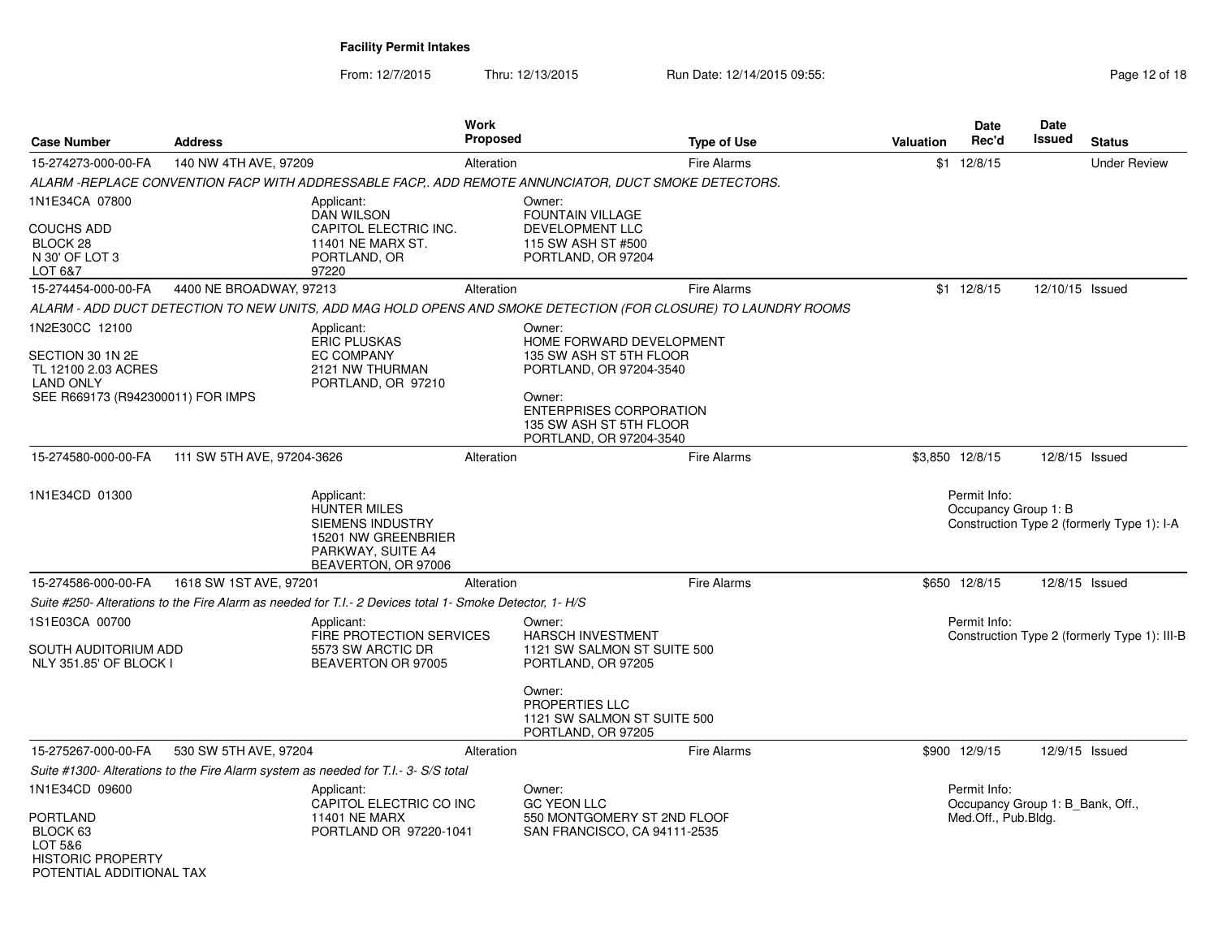**Facility Permit Intakes**

From: 12/7/2015 Thru: 12/13/2015 Run Date: 12/14/2015 09:55:

| Case Number | Address | Work Proposed | Type of Use | Valuation | Date Rec'd | Date Issued | Status |
|---|---|---|---|---|---|---|---|
| 15-274273-000-00-FA | 140 NW 4TH AVE, 97209 | Alteration | Fire Alarms | $1 | 12/8/15 | | Under Review |

*ALARM -REPLACE CONVENTION FACP WITH ADDRESSABLE FACP,. ADD REMOTE ANNUNCIATOR, DUCT SMOKE DETECTORS.*

1N1E34CA 07800
COUCHS ADD
BLOCK 28
N 30' OF LOT 3
LOT 6&7

Applicant:
DAN WILSON
CAPITOL ELECTRIC INC.
11401 NE MARX ST.
PORTLAND, OR
97220

Owner:
FOUNTAIN VILLAGE
DEVELOPMENT LLC
115 SW ASH ST #500
PORTLAND, OR 97204

| Case Number | Address | Work Proposed | Type of Use | Valuation | Date Rec'd | Date Issued | Status |
|---|---|---|---|---|---|---|---|
| 15-274454-000-00-FA | 4400 NE BROADWAY, 97213 | Alteration | Fire Alarms | $1 | 12/8/15 | 12/10/15 | Issued |

*ALARM - ADD DUCT DETECTION TO NEW UNITS, ADD MAG HOLD OPENS AND SMOKE DETECTION (FOR CLOSURE) TO LAUNDRY ROOMS*

1N2E30CC 12100
SECTION 30 1N 2E
TL 12100 2.03 ACRES
LAND ONLY
SEE R669173 (R942300011) FOR IMPS

Applicant:
ERIC PLUSKAS
EC COMPANY
2121 NW THURMAN
PORTLAND, OR 97210

Owner:
HOME FORWARD DEVELOPMENT
135 SW ASH ST 5TH FLOOR
PORTLAND, OR 97204-3540

Owner:
ENTERPRISES CORPORATION
135 SW ASH ST 5TH FLOOR
PORTLAND, OR 97204-3540

| Case Number | Address | Work Proposed | Type of Use | Valuation | Date Rec'd | Date Issued | Status |
|---|---|---|---|---|---|---|---|
| 15-274580-000-00-FA | 111 SW 5TH AVE, 97204-3626 | Alteration | Fire Alarms | $3,850 | 12/8/15 | 12/8/15 | Issued |

1N1E34CD 01300

Applicant:
HUNTER MILES
SIEMENS INDUSTRY
15201 NW GREENBRIER
PARKWAY, SUITE A4
BEAVERTON, OR 97006

Permit Info:
Occupancy Group 1: B
Construction Type 2 (formerly Type 1): I-A

| Case Number | Address | Work Proposed | Type of Use | Valuation | Date Rec'd | Date Issued | Status |
|---|---|---|---|---|---|---|---|
| 15-274586-000-00-FA | 1618 SW 1ST AVE, 97201 | Alteration | Fire Alarms | $650 | 12/8/15 | 12/8/15 | Issued |

*Suite #250- Alterations to the Fire Alarm as needed for T.I.- 2 Devices total 1- Smoke Detector, 1- H/S*

1S1E03CA 00700
SOUTH AUDITORIUM ADD
NLY 351.85' OF BLOCK I

Applicant:
FIRE PROTECTION SERVICES
5573 SW ARCTIC DR
BEAVERTON OR 97005

Owner:
HARSCH INVESTMENT
1121 SW SALMON ST SUITE 500
PORTLAND, OR 97205

Owner:
PROPERTIES LLC
1121 SW SALMON ST SUITE 500
PORTLAND, OR 97205

Permit Info:
Construction Type 2 (formerly Type 1): III-B

| Case Number | Address | Work Proposed | Type of Use | Valuation | Date Rec'd | Date Issued | Status |
|---|---|---|---|---|---|---|---|
| 15-275267-000-00-FA | 530 SW 5TH AVE, 97204 | Alteration | Fire Alarms | $900 | 12/9/15 | 12/9/15 | Issued |

*Suite #1300- Alterations to the Fire Alarm system as needed for T.I.- 3- S/S total*

1N1E34CD 09600
PORTLAND
BLOCK 63
LOT 5&6
HISTORIC PROPERTY
POTENTIAL ADDITIONAL TAX

Applicant:
CAPITOL ELECTRIC CO INC
11401 NE MARX
PORTLAND OR 97220-1041

Owner:
GC YEON LLC
550 MONTGOMERY ST 2ND FLOOF
SAN FRANCISCO, CA 94111-2535

Permit Info:
Occupancy Group 1: B_Bank, Off., Med.Off., Pub.Bldg.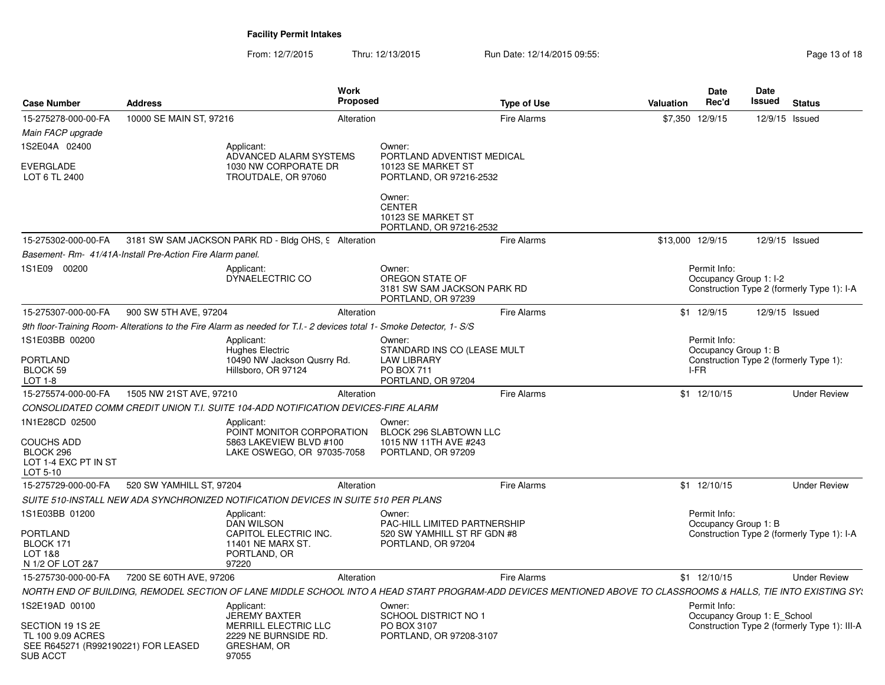# Facility Permit Intakes

From: 12/7/2015 Thru: 12/13/2015 Run Date: 12/14/2015 09:55:

| Case Number | Address | Work Proposed | Type of Use | Valuation | Date Rec'd | Date Issued | Status |
|---|---|---|---|---|---|---|---|
| 15-275278-000-00-FA | 10000 SE MAIN ST, 97216 | Alteration | Fire Alarms | $7,350 | 12/9/15 | 12/9/15 | Issued |

Main FACP upgrade

1S2E04A 02400

EVERGLADE
LOT 6 TL 2400

Applicant:
ADVANCED ALARM SYSTEMS
1030 NW CORPORATE DR
TROUTDALE, OR 97060

Owner:
PORTLAND ADVENTIST MEDICAL
10123 SE MARKET ST
PORTLAND, OR 97216-2532

Owner:
CENTER
10123 SE MARKET ST
PORTLAND, OR 97216-2532

| Case Number | Address | Work Proposed | Type of Use | Valuation | Date Rec'd | Date Issued | Status |
|---|---|---|---|---|---|---|---|
| 15-275302-000-00-FA | 3181 SW SAM JACKSON PARK RD - Bldg OHS, 9 | Alteration | Fire Alarms | $13,000 | 12/9/15 | 12/9/15 | Issued |

Basement- Rm- 41/41A-Install Pre-Action Fire Alarm panel.

1S1E09 00200

Applicant:
DYNAELECTRIC CO

Owner:
OREGON STATE OF
3181 SW SAM JACKSON PARK RD
PORTLAND, OR 97239

Permit Info:
Occupancy Group 1: I-2
Construction Type 2 (formerly Type 1): I-A

| Case Number | Address | Work Proposed | Type of Use | Valuation | Date Rec'd | Date Issued | Status |
|---|---|---|---|---|---|---|---|
| 15-275307-000-00-FA | 900 SW 5TH AVE, 97204 | Alteration | Fire Alarms | $1 | 12/9/15 | 12/9/15 | Issued |

9th floor-Training Room- Alterations to the Fire Alarm as needed for T.I.- 2 devices total 1- Smoke Detector, 1- S/S

1S1E03BB 00200

PORTLAND
BLOCK 59
LOT 1-8

Applicant:
Hughes Electric
10490 NW Jackson Qusrry Rd.
Hillsboro, OR 97124

Owner:
STANDARD INS CO (LEASE MULT
LAW LIBRARY
PO BOX 711
PORTLAND, OR 97204

Permit Info:
Occupancy Group 1: B
Construction Type 2 (formerly Type 1): I-FR

| Case Number | Address | Work Proposed | Type of Use | Valuation | Date Rec'd | Date Issued | Status |
|---|---|---|---|---|---|---|---|
| 15-275574-000-00-FA | 1505 NW 21ST AVE, 97210 | Alteration | Fire Alarms | $1 | 12/10/15 | | Under Review |

CONSOLIDATED COMM CREDIT UNION T.I. SUITE 104-ADD NOTIFICATION DEVICES-FIRE ALARM

1N1E28CD 02500

COUCHS ADD
BLOCK 296
LOT 1-4 EXC PT IN ST
LOT 5-10

Applicant:
POINT MONITOR CORPORATION
5863 LAKEVIEW BLVD #100
LAKE OSWEGO, OR 97035-7058

Owner:
BLOCK 296 SLABTOWN LLC
1015 NW 11TH AVE #243
PORTLAND, OR 97209

| Case Number | Address | Work Proposed | Type of Use | Valuation | Date Rec'd | Date Issued | Status |
|---|---|---|---|---|---|---|---|
| 15-275729-000-00-FA | 520 SW YAMHILL ST, 97204 | Alteration | Fire Alarms | $1 | 12/10/15 | | Under Review |

SUITE 510-INSTALL NEW ADA SYNCHRONIZED NOTIFICATION DEVICES IN SUITE 510 PER PLANS

1S1E03BB 01200

PORTLAND
BLOCK 171
LOT 1&8
N 1/2 OF LOT 2&7

Applicant:
DAN WILSON
CAPITOL ELECTRIC INC.
11401 NE MARX ST.
PORTLAND, OR
97220

Owner:
PAC-HILL LIMITED PARTNERSHIP
520 SW YAMHILL ST RF GDN #8
PORTLAND, OR 97204

Permit Info:
Occupancy Group 1: B
Construction Type 2 (formerly Type 1): I-A

| Case Number | Address | Work Proposed | Type of Use | Valuation | Date Rec'd | Date Issued | Status |
|---|---|---|---|---|---|---|---|
| 15-275730-000-00-FA | 7200 SE 60TH AVE, 97206 | Alteration | Fire Alarms | $1 | 12/10/15 | | Under Review |

NORTH END OF BUILDING, REMODEL SECTION OF LANE MIDDLE SCHOOL INTO A HEAD START PROGRAM-ADD DEVICES MENTIONED ABOVE TO CLASSROOMS & HALLS, TIE INTO EXISTING SYS

1S2E19AD 00100

SECTION 19 1S 2E
TL 100 9.09 ACRES
SEE R645271 (R992190221) FOR LEASED
SUB ACCT

Applicant:
JEREMY BAXTER
MERRILL ELECTRIC LLC
2229 NE BURNSIDE RD.
GRESHAM, OR
97055

Owner:
SCHOOL DISTRICT NO 1
PO BOX 3107
PORTLAND, OR 97208-3107

Permit Info:
Occupancy Group 1: E_School
Construction Type 2 (formerly Type 1): III-A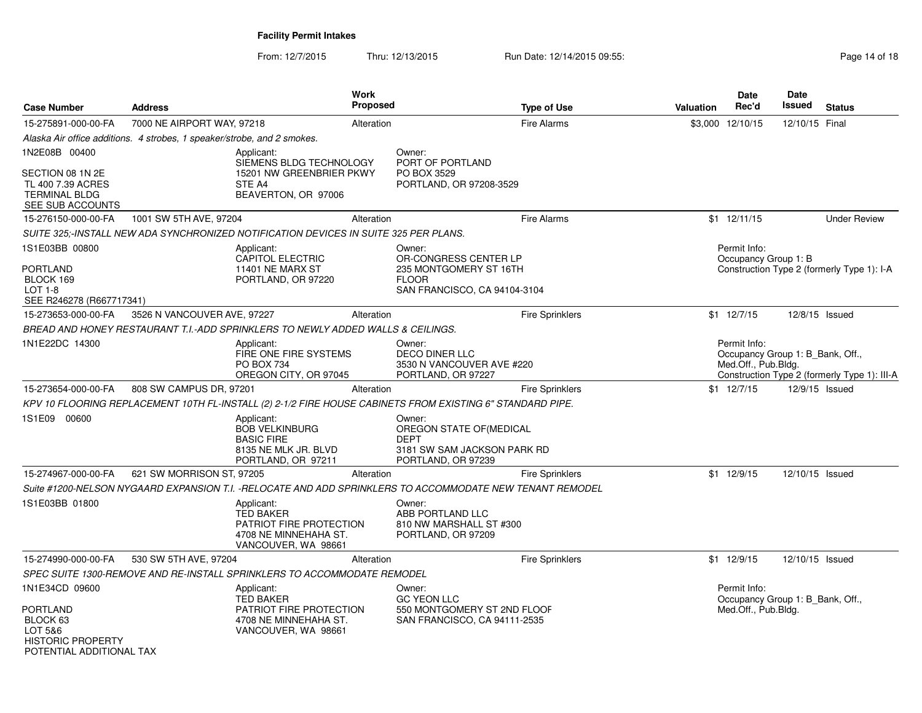# Facility Permit Intakes

From: 12/7/2015 Thru: 12/13/2015 Run Date: 12/14/2015 09:55:

| Case Number | Address | Work Proposed | Type of Use | Valuation | Date Rec'd | Date Issued | Status |
|---|---|---|---|---|---|---|---|
| 15-275891-000-00-FA | 7000 NE AIRPORT WAY, 97218 | Alteration | Fire Alarms | $3,000 | 12/10/15 | 12/10/15 | Final |

*Alaska Air office additions. 4 strobes, 1 speaker/strobe, and 2 smokes.*

1N2E08B 00400

SECTION 08 1N 2E
TL 400 7.39 ACRES
TERMINAL BLDG
SEE SUB ACCOUNTS

Applicant:
SIEMENS BLDG TECHNOLOGY
15201 NW GREENBRIER PKWY
STE A4
BEAVERTON, OR 97006

Owner:
PORT OF PORTLAND
PO BOX 3529
PORTLAND, OR 97208-3529

---

| Case Number | Address | Work Proposed | Type of Use | Valuation | Date Rec'd | Date Issued | Status |
|---|---|---|---|---|---|---|---|
| 15-276150-000-00-FA | 1001 SW 5TH AVE, 97204 | Alteration | Fire Alarms | $1 | 12/11/15 | | Under Review |

*SUITE 325;-INSTALL NEW ADA SYNCHRONIZED NOTIFICATION DEVICES IN SUITE 325 PER PLANS.*

1S1E03BB 00800

PORTLAND
BLOCK 169
LOT 1-8
SEE R246278 (R667717341)

Applicant:
CAPITOL ELECTRIC
11401 NE MARX ST
PORTLAND, OR 97220

Owner:
OR-CONGRESS CENTER LP
235 MONTGOMERY ST 16TH
FLOOR
SAN FRANCISCO, CA 94104-3104

Permit Info:
Occupancy Group 1: B
Construction Type 2 (formerly Type 1): I-A

---

| Case Number | Address | Work Proposed | Type of Use | Valuation | Date Rec'd | Date Issued | Status |
|---|---|---|---|---|---|---|---|
| 15-273653-000-00-FA | 3526 N VANCOUVER AVE, 97227 | Alteration | Fire Sprinklers | $1 | 12/7/15 | 12/8/15 | Issued |

*BREAD AND HONEY RESTAURANT T.I.-ADD SPRINKLERS TO NEWLY ADDED WALLS & CEILINGS.*

1N1E22DC 14300

Applicant:
FIRE ONE FIRE SYSTEMS
PO BOX 734
OREGON CITY, OR 97045

Owner:
DECO DINER LLC
3530 N VANCOUVER AVE #220
PORTLAND, OR 97227

Permit Info:
Occupancy Group 1: B_Bank, Off., Med.Off., Pub.Bldg.
Construction Type 2 (formerly Type 1): III-A

---

| Case Number | Address | Work Proposed | Type of Use | Valuation | Date Rec'd | Date Issued | Status |
|---|---|---|---|---|---|---|---|
| 15-273654-000-00-FA | 808 SW CAMPUS DR, 97201 | Alteration | Fire Sprinklers | $1 | 12/7/15 | 12/9/15 | Issued |

*KPV 10 FLOORING REPLACEMENT 10TH FL-INSTALL (2) 2-1/2 FIRE HOUSE CABINETS FROM EXISTING 6" STANDARD PIPE.*

1S1E09 00600

Applicant:
BOB VELKINBURG
BASIC FIRE
8135 NE MLK JR. BLVD
PORTLAND, OR 97211

Owner:
OREGON STATE OF(MEDICAL
DEPT
3181 SW SAM JACKSON PARK RD
PORTLAND, OR 97239

---

| Case Number | Address | Work Proposed | Type of Use | Valuation | Date Rec'd | Date Issued | Status |
|---|---|---|---|---|---|---|---|
| 15-274967-000-00-FA | 621 SW MORRISON ST, 97205 | Alteration | Fire Sprinklers | $1 | 12/9/15 | 12/10/15 | Issued |

*Suite #1200-NELSON NYGAARD EXPANSION T.I. -RELOCATE AND ADD SPRINKLERS TO ACCOMMODATE NEW TENANT REMODEL*

1S1E03BB 01800

Applicant:
TED BAKER
PATRIOT FIRE PROTECTION
4708 NE MINNEHAHA ST.
VANCOUVER, WA 98661

Owner:
ABB PORTLAND LLC
810 NW MARSHALL ST #300
PORTLAND, OR 97209

---

| Case Number | Address | Work Proposed | Type of Use | Valuation | Date Rec'd | Date Issued | Status |
|---|---|---|---|---|---|---|---|
| 15-274990-000-00-FA | 530 SW 5TH AVE, 97204 | Alteration | Fire Sprinklers | $1 | 12/9/15 | 12/10/15 | Issued |

*SPEC SUITE 1300-REMOVE AND RE-INSTALL SPRINKLERS TO ACCOMMODATE REMODEL*

1N1E34CD 09600

PORTLAND
BLOCK 63
LOT 5&6
HISTORIC PROPERTY
POTENTIAL ADDITIONAL TAX

Applicant:
TED BAKER
PATRIOT FIRE PROTECTION
4708 NE MINNEHAHA ST.
VANCOUVER, WA 98661

Owner:
GC YEON LLC
550 MONTGOMERY ST 2ND FLOOF
SAN FRANCISCO, CA 94111-2535

Permit Info:
Occupancy Group 1: B_Bank, Off., Med.Off., Pub.Bldg.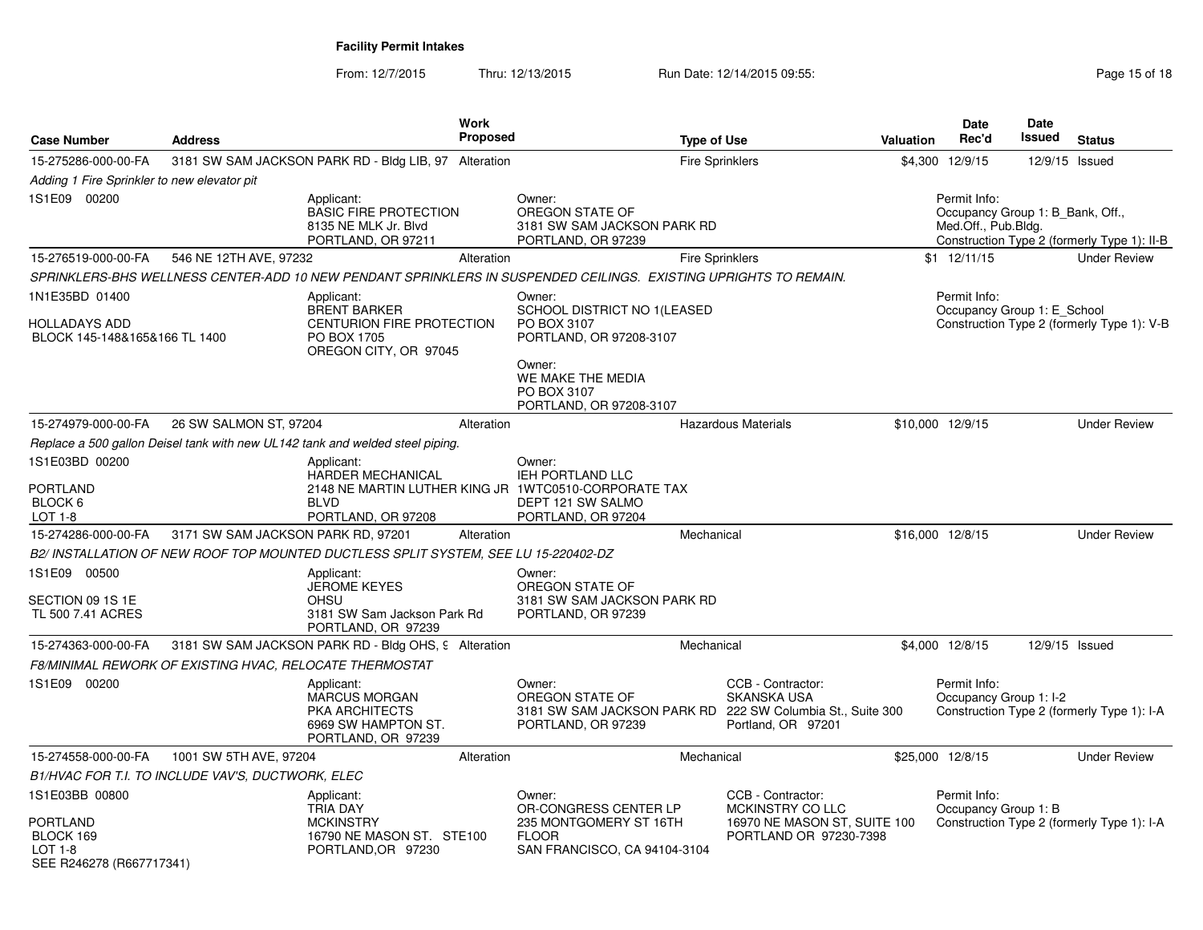**Facility Permit Intakes**

From: 12/7/2015 Thru: 12/13/2015 Run Date: 12/14/2015 09:55:

| Case Number | Address | Work Proposed | Type of Use | Valuation | Date Rec'd | Date Issued | Status |
|---|---|---|---|---|---|---|---|
| 15-275286-000-00-FA | 3181 SW SAM JACKSON PARK RD - Bldg LIB, 97 | Alteration | Fire Sprinklers | $4,300 | 12/9/15 | 12/9/15 | Issued |

*Adding 1 Fire Sprinkler to new elevator pit*

1S1E09 00200

Applicant: BASIC FIRE PROTECTION, 8135 NE MLK Jr. Blvd, PORTLAND, OR 97211

Owner: OREGON STATE OF, 3181 SW SAM JACKSON PARK RD, PORTLAND, OR 97239

Permit Info: Occupancy Group 1: B_Bank, Off., Med.Off., Pub.Bldg. Construction Type 2 (formerly Type 1): II-B

| Case Number | Address | Work Proposed | Type of Use | Valuation | Date Rec'd | Date Issued | Status |
|---|---|---|---|---|---|---|---|
| 15-276519-000-00-FA | 546 NE 12TH AVE, 97232 | Alteration | Fire Sprinklers | $1 | 12/11/15 | | Under Review |

*SPRINKLERS-BHS WELLNESS CENTER-ADD 10 NEW PENDANT SPRINKLERS IN SUSPENDED CEILINGS. EXISTING UPRIGHTS TO REMAIN.*

1N1E35BD 01400

HOLLADAYS ADD
BLOCK 145-148&165&166 TL 1400

Applicant: BRENT BARKER, CENTURION FIRE PROTECTION, PO BOX 1705, OREGON CITY, OR 97045

Owner: SCHOOL DISTRICT NO 1(LEASED, PO BOX 3107, PORTLAND, OR 97208-3107

Owner: WE MAKE THE MEDIA, PO BOX 3107, PORTLAND, OR 97208-3107

Permit Info: Occupancy Group 1: E_School. Construction Type 2 (formerly Type 1): V-B

| Case Number | Address | Work Proposed | Type of Use | Valuation | Date Rec'd | Date Issued | Status |
|---|---|---|---|---|---|---|---|
| 15-274979-000-00-FA | 26 SW SALMON ST, 97204 | Alteration | Hazardous Materials | $10,000 | 12/9/15 | | Under Review |

*Replace a 500 gallon Deisel tank with new UL142 tank and welded steel piping.*

1S1E03BD 00200

PORTLAND
BLOCK 6
LOT 1-8

Applicant: HARDER MECHANICAL, 2148 NE MARTIN LUTHER KING JR BLVD, PORTLAND, OR 97208

Owner: IEH PORTLAND LLC, 1WTC0510-CORPORATE TAX, DEPT 121 SW SALMO, PORTLAND, OR 97204

| Case Number | Address | Work Proposed | Type of Use | Valuation | Date Rec'd | Date Issued | Status |
|---|---|---|---|---|---|---|---|
| 15-274286-000-00-FA | 3171 SW SAM JACKSON PARK RD, 97201 | Alteration | Mechanical | $16,000 | 12/8/15 | | Under Review |

*B2/ INSTALLATION OF NEW ROOF TOP MOUNTED DUCTLESS SPLIT SYSTEM, SEE LU 15-220402-DZ*

1S1E09 00500

SECTION 09 1S 1E
TL 500 7.41 ACRES

Applicant: JEROME KEYES, OHSU, 3181 SW Sam Jackson Park Rd, PORTLAND, OR 97239

Owner: OREGON STATE OF, 3181 SW SAM JACKSON PARK RD, PORTLAND, OR 97239

| Case Number | Address | Work Proposed | Type of Use | Valuation | Date Rec'd | Date Issued | Status |
|---|---|---|---|---|---|---|---|
| 15-274363-000-00-FA | 3181 SW SAM JACKSON PARK RD - Bldg OHS, 9 | Alteration | Mechanical | $4,000 | 12/8/15 | 12/9/15 | Issued |

*F8/MINIMAL REWORK OF EXISTING HVAC, RELOCATE THERMOSTAT*

1S1E09 00200

Applicant: MARCUS MORGAN, PKA ARCHITECTS, 6969 SW HAMPTON ST., PORTLAND, OR 97239

Owner: OREGON STATE OF, 3181 SW SAM JACKSON PARK RD, PORTLAND, OR 97239

CCB - Contractor: SKANSKA USA, 222 SW Columbia St., Suite 300, Portland, OR 97201

Permit Info: Occupancy Group 1: I-2. Construction Type 2 (formerly Type 1): I-A

| Case Number | Address | Work Proposed | Type of Use | Valuation | Date Rec'd | Date Issued | Status |
|---|---|---|---|---|---|---|---|
| 15-274558-000-00-FA | 1001 SW 5TH AVE, 97204 | Alteration | Mechanical | $25,000 | 12/8/15 | | Under Review |

*B1/HVAC FOR T.I. TO INCLUDE VAV'S, DUCTWORK, ELEC*

1S1E03BB 00800

PORTLAND
BLOCK 169
LOT 1-8
SEE R246278 (R667717341)

Applicant: TRIA DAY, MCKINSTRY, 16790 NE MASON ST. STE100, PORTLAND,OR 97230

Owner: OR-CONGRESS CENTER LP, 235 MONTGOMERY ST 16TH FLOOR, SAN FRANCISCO, CA 94104-3104

CCB - Contractor: MCKINSTRY CO LLC, 16970 NE MASON ST, SUITE 100, PORTLAND OR 97230-7398

Permit Info: Occupancy Group 1: B. Construction Type 2 (formerly Type 1): I-A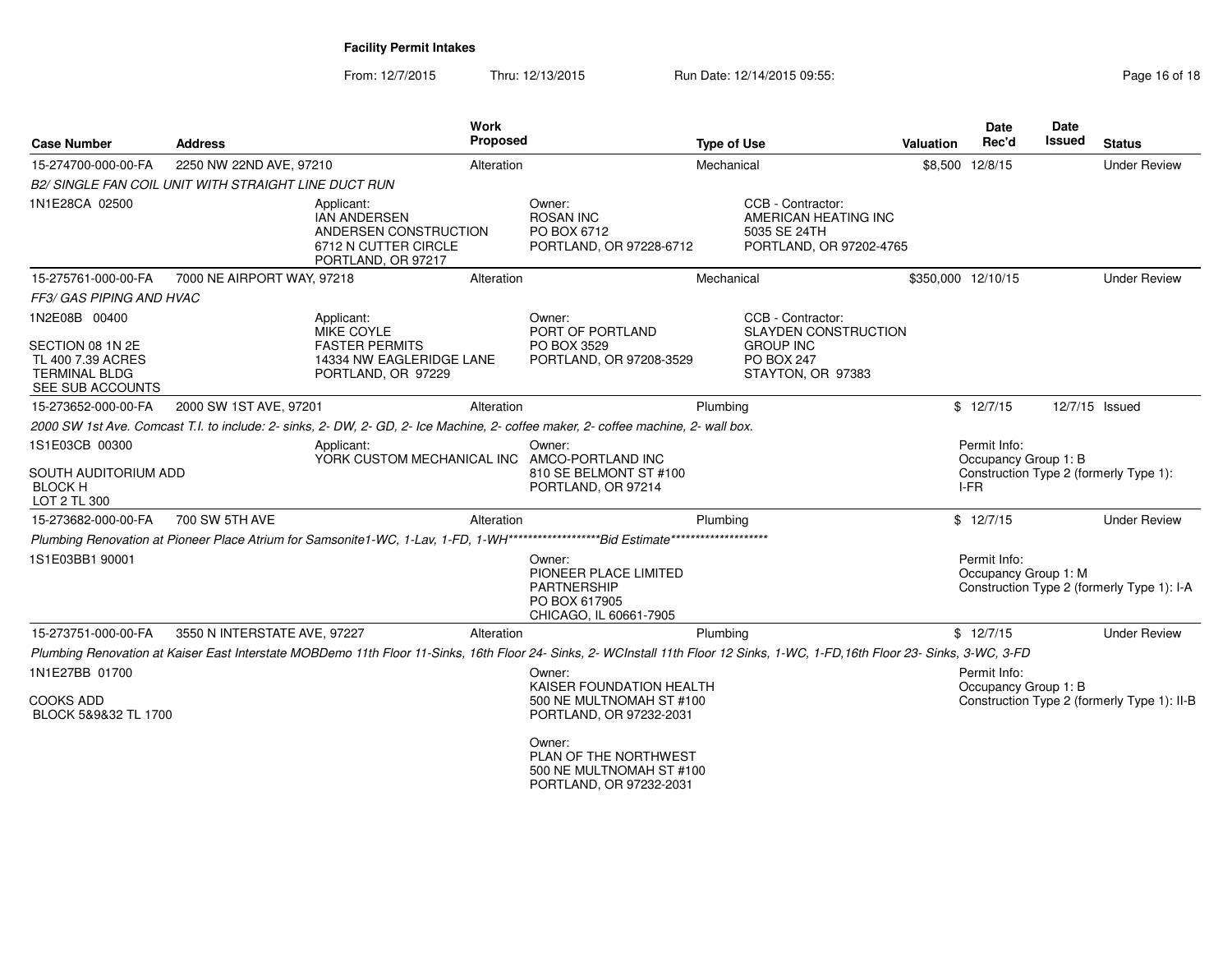# Facility Permit Intakes

From: 12/7/2015 Thru: 12/13/2015 Run Date: 12/14/2015 09:55:

| Case Number | Address | Work Proposed | Type of Use | Valuation | Date Rec'd | Date Issued | Status |
|---|---|---|---|---|---|---|---|
| 15-274700-000-00-FA | 2250 NW 22ND AVE, 97210 | Alteration | Mechanical | $8,500 | 12/8/15 | | Under Review |

*B2/ SINGLE FAN COIL UNIT WITH STRAIGHT LINE DUCT RUN*

1N1E28CA 02500

Applicant: IAN ANDERSEN, ANDERSEN CONSTRUCTION, 6712 N CUTTER CIRCLE, PORTLAND, OR 97217

Owner: ROSAN INC, PO BOX 6712, PORTLAND, OR 97228-6712

CCB - Contractor: AMERICAN HEATING INC, 5035 SE 24TH, PORTLAND, OR 97202-4765

---

| Case Number | Address | Work Proposed | Type of Use | Valuation | Date Rec'd | Date Issued | Status |
|---|---|---|---|---|---|---|---|
| 15-275761-000-00-FA | 7000 NE AIRPORT WAY, 97218 | Alteration | Mechanical | $350,000 | 12/10/15 | | Under Review |

*FF3/ GAS PIPING AND HVAC*

1N2E08B 00400

SECTION 08 1N 2E
TL 400 7.39 ACRES
TERMINAL BLDG
SEE SUB ACCOUNTS

Applicant: MIKE COYLE, FASTER PERMITS, 14334 NW EAGLERIDGE LANE, PORTLAND, OR 97229

Owner: PORT OF PORTLAND, PO BOX 3529, PORTLAND, OR 97208-3529

CCB - Contractor: SLAYDEN CONSTRUCTION GROUP INC, PO BOX 247, STAYTON, OR 97383

---

| Case Number | Address | Work Proposed | Type of Use | Valuation | Date Rec'd | Date Issued | Status |
|---|---|---|---|---|---|---|---|
| 15-273652-000-00-FA | 2000 SW 1ST AVE, 97201 | Alteration | Plumbing | $ | 12/7/15 | 12/7/15 | Issued |

*2000 SW 1st Ave. Comcast T.I. to include: 2- sinks, 2- DW, 2- GD, 2- Ice Machine, 2- coffee maker, 2- coffee machine, 2- wall box.*

1S1E03CB 00300

SOUTH AUDITORIUM ADD
BLOCK H
LOT 2 TL 300

Applicant: YORK CUSTOM MECHANICAL INC

Owner: AMCO-PORTLAND INC, 810 SE BELMONT ST #100, PORTLAND, OR 97214

Permit Info: Occupancy Group 1: B; Construction Type 2 (formerly Type 1): I-FR

---

| Case Number | Address | Work Proposed | Type of Use | Valuation | Date Rec'd | Date Issued | Status |
|---|---|---|---|---|---|---|---|
| 15-273682-000-00-FA | 700 SW 5TH AVE | Alteration | Plumbing | $ | 12/7/15 | | Under Review |

*Plumbing Renovation at Pioneer Place Atrium for Samsonite1-WC, 1-Lav, 1-FD, 1-WH*******************Bid Estimate*******************

1S1E03BB1 90001

Owner: PIONEER PLACE LIMITED PARTNERSHIP, PO BOX 617905, CHICAGO, IL 60661-7905

Permit Info: Occupancy Group 1: M; Construction Type 2 (formerly Type 1): I-A

---

| Case Number | Address | Work Proposed | Type of Use | Valuation | Date Rec'd | Date Issued | Status |
|---|---|---|---|---|---|---|---|
| 15-273751-000-00-FA | 3550 N INTERSTATE AVE, 97227 | Alteration | Plumbing | $ | 12/7/15 | | Under Review |

*Plumbing Renovation at Kaiser East Interstate MOBDemo 11th Floor 11-Sinks, 16th Floor 24- Sinks, 2- WCInstall 11th Floor 12 Sinks, 1-WC, 1-FD,16th Floor 23- Sinks, 3-WC, 3-FD*

1N1E27BB 01700

COOKS ADD
BLOCK 5&9&32 TL 1700

Owner: KAISER FOUNDATION HEALTH, 500 NE MULTNOMAH ST #100, PORTLAND, OR 97232-2031

Owner: PLAN OF THE NORTHWEST, 500 NE MULTNOMAH ST #100, PORTLAND, OR 97232-2031

Permit Info: Occupancy Group 1: B; Construction Type 2 (formerly Type 1): II-B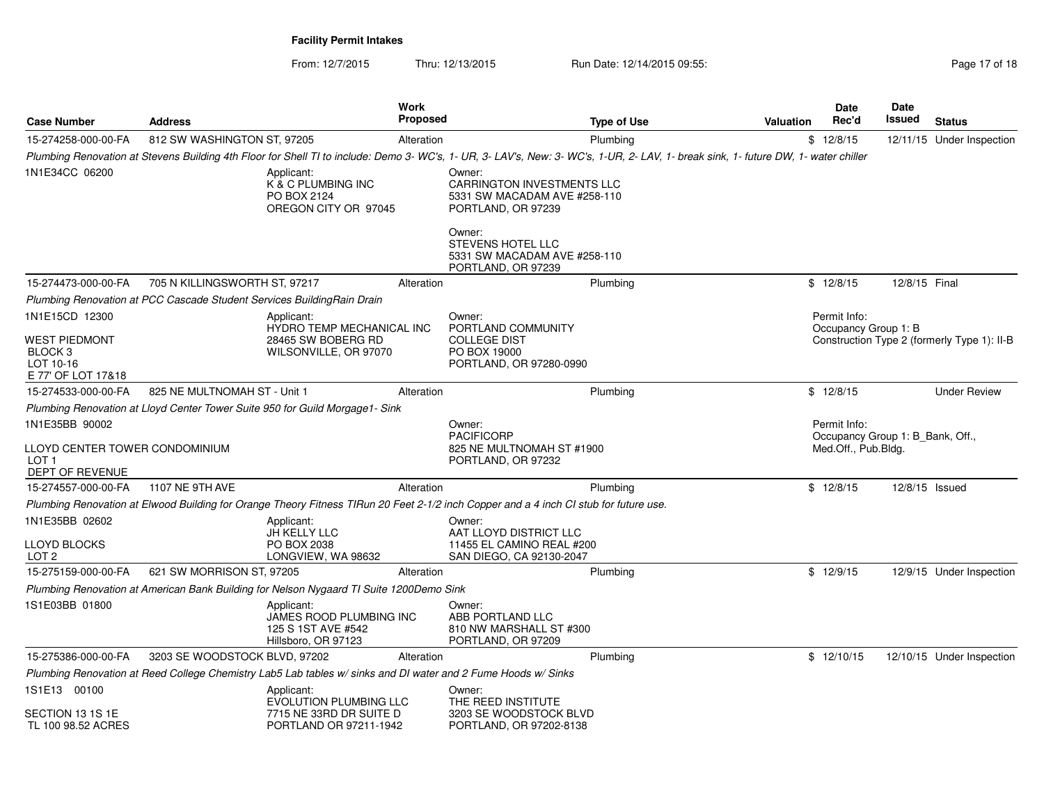**Facility Permit Intakes**

From: 12/7/2015 Thru: 12/13/2015 Run Date: 12/14/2015 09:55:

| Case Number | Address | Work Proposed | Type of Use | Valuation | Date Rec'd | Date Issued | Status |
|---|---|---|---|---|---|---|---|
| 15-274258-000-00-FA | 812 SW WASHINGTON ST, 97205 | Alteration | Plumbing | $ | 12/8/15 | 12/11/15 | Under Inspection |

*Plumbing Renovation at Stevens Building 4th Floor for Shell TI to include: Demo 3- WC's, 1- UR, 3- LAV's, New: 3- WC's, 1-UR, 2- LAV, 1- break sink, 1- future DW, 1- water chiller*

1N1E34CC 06200

Applicant:
K & C PLUMBING INC
PO BOX 2124
OREGON CITY OR 97045

Owner:
CARRINGTON INVESTMENTS LLC
5331 SW MACADAM AVE #258-110
PORTLAND, OR 97239

Owner:
STEVENS HOTEL LLC
5331 SW MACADAM AVE #258-110
PORTLAND, OR 97239

| Case Number | Address | Work Proposed | Type of Use | Valuation | Date Rec'd | Date Issued | Status |
|---|---|---|---|---|---|---|---|
| 15-274473-000-00-FA | 705 N KILLINGSWORTH ST, 97217 | Alteration | Plumbing | $ | 12/8/15 | 12/8/15 | Final |

*Plumbing Renovation at PCC Cascade Student Services BuildingRain Drain*

1N1E15CD 12300

WEST PIEDMONT
BLOCK 3
LOT 10-16
E 77' OF LOT 17&18

Applicant:
HYDRO TEMP MECHANICAL INC
28465 SW BOBERG RD
WILSONVILLE, OR 97070

Owner:
PORTLAND COMMUNITY
COLLEGE DIST
PO BOX 19000
PORTLAND, OR 97280-0990

Permit Info:
Occupancy Group 1: B
Construction Type 2 (formerly Type 1): II-B

| Case Number | Address | Work Proposed | Type of Use | Valuation | Date Rec'd | Date Issued | Status |
|---|---|---|---|---|---|---|---|
| 15-274533-000-00-FA | 825 NE MULTNOMAH ST - Unit 1 | Alteration | Plumbing | $ | 12/8/15 | | Under Review |

*Plumbing Renovation at Lloyd Center Tower Suite 950 for Guild Morgage1- Sink*

1N1E35BB 90002

LLOYD CENTER TOWER CONDOMINIUM
LOT 1
DEPT OF REVENUE

Owner:
PACIFICORP
825 NE MULTNOMAH ST #1900
PORTLAND, OR 97232

Permit Info:
Occupancy Group 1: B_Bank, Off., Med.Off., Pub.Bldg.

| Case Number | Address | Work Proposed | Type of Use | Valuation | Date Rec'd | Date Issued | Status |
|---|---|---|---|---|---|---|---|
| 15-274557-000-00-FA | 1107 NE 9TH AVE | Alteration | Plumbing | $ | 12/8/15 | 12/8/15 | Issued |

*Plumbing Renovation at Elwood Building for Orange Theory Fitness TIRun 20 Feet 2-1/2 inch Copper and a 4 inch CI stub for future use.*

1N1E35BB 02602

LLOYD BLOCKS
LOT 2

Applicant:
JH KELLY LLC
PO BOX 2038
LONGVIEW, WA 98632

Owner:
AAT LLOYD DISTRICT LLC
11455 EL CAMINO REAL #200
SAN DIEGO, CA 92130-2047

| Case Number | Address | Work Proposed | Type of Use | Valuation | Date Rec'd | Date Issued | Status |
|---|---|---|---|---|---|---|---|
| 15-275159-000-00-FA | 621 SW MORRISON ST, 97205 | Alteration | Plumbing | $ | 12/9/15 | 12/9/15 | Under Inspection |

*Plumbing Renovation at American Bank Building for Nelson Nygaard TI Suite 1200Demo Sink*

1S1E03BB 01800

Applicant:
JAMES ROOD PLUMBING INC
125 S 1ST AVE #542
Hillsboro, OR 97123

Owner:
ABB PORTLAND LLC
810 NW MARSHALL ST #300
PORTLAND, OR 97209

| Case Number | Address | Work Proposed | Type of Use | Valuation | Date Rec'd | Date Issued | Status |
|---|---|---|---|---|---|---|---|
| 15-275386-000-00-FA | 3203 SE WOODSTOCK BLVD, 97202 | Alteration | Plumbing | $ | 12/10/15 | 12/10/15 | Under Inspection |

*Plumbing Renovation at Reed College Chemistry Lab5 Lab tables w/ sinks and DI water and 2 Fume Hoods w/ Sinks*

1S1E13 00100

SECTION 13 1S 1E
TL 100 98.52 ACRES

Applicant:
EVOLUTION PLUMBING LLC
7715 NE 33RD DR SUITE D
PORTLAND OR 97211-1942

Owner:
THE REED INSTITUTE
3203 SE WOODSTOCK BLVD
PORTLAND, OR 97202-8138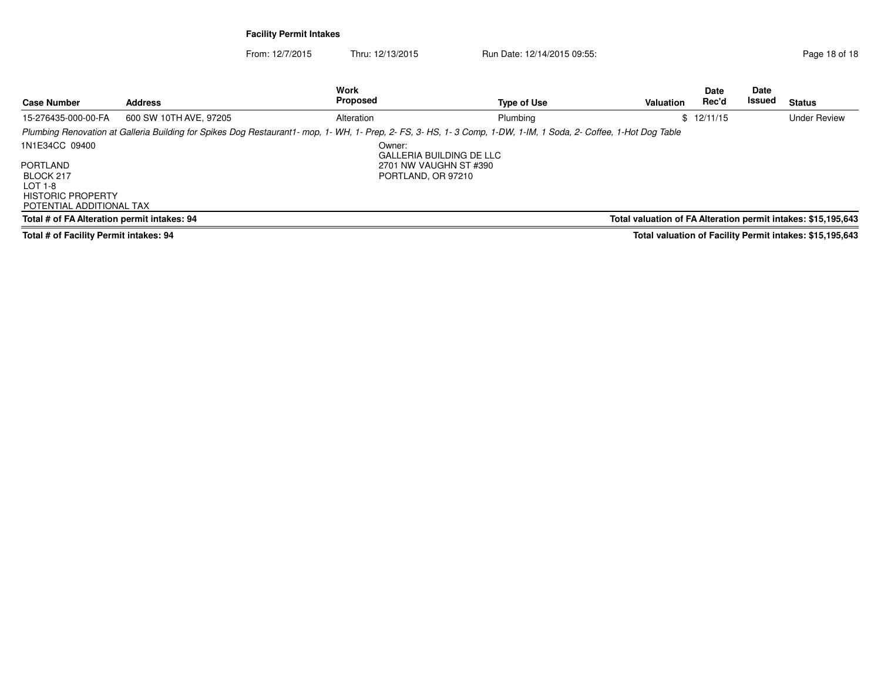**Facility Permit Intakes**

From: 12/7/2015 Thru: 12/13/2015 Run Date: 12/14/2015 09:55:

| Case Number | Address | Work Proposed | Type of Use | Valuation | Date Rec'd | Date Issued | Status |
|---|---|---|---|---|---|---|---|
| 15-276435-000-00-FA | 600 SW 10TH AVE, 97205 | Alteration | Plumbing | $ | 12/11/15 | | Under Review |

*Plumbing Renovation at Galleria Building for Spikes Dog Restaurant1- mop, 1- WH, 1- Prep, 2- FS, 3- HS, 1- 3 Comp, 1-DW, 1-IM, 1 Soda, 2- Coffee, 1-Hot Dog Table*

1N1E34CC 09400

PORTLAND
BLOCK 217
LOT 1-8
HISTORIC PROPERTY
POTENTIAL ADDITIONAL TAX

Owner:
GALLERIA BUILDING DE LLC
2701 NW VAUGHN ST #390
PORTLAND, OR 97210

**Total # of FA Alteration permit intakes: 94** — **Total valuation of FA Alteration permit intakes: $15,195,643**

**Total # of Facility Permit intakes: 94** — **Total valuation of Facility Permit intakes: $15,195,643**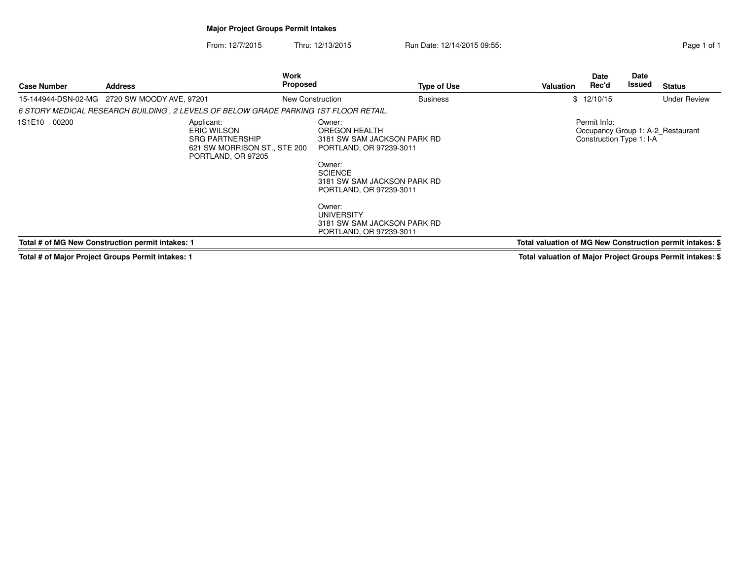**Major Project Groups Permit Intakes**

From: 12/7/2015 Thru: 12/13/2015 Run Date: 12/14/2015 09:55:

| Case Number | Address | Work Proposed | Type of Use | Valuation | Date Rec'd | Date Issued | Status |
|---|---|---|---|---|---|---|---|
| 15-144944-DSN-02-MG | 2720 SW MOODY AVE, 97201 | New Construction | Business | $ | 12/10/15 | | Under Review |

*6 STORY MEDICAL RESEARCH BUILDING , 2 LEVELS OF BELOW GRADE PARKING 1ST FLOOR RETAIL.*

1S1E10 00200

Applicant:
ERIC WILSON
SRG PARTNERSHIP
621 SW MORRISON ST., STE 200
PORTLAND, OR 97205

Owner:
OREGON HEALTH
3181 SW SAM JACKSON PARK RD
PORTLAND, OR 97239-3011

Owner:
SCIENCE
3181 SW SAM JACKSON PARK RD
PORTLAND, OR 97239-3011

Owner:
UNIVERSITY
3181 SW SAM JACKSON PARK RD
PORTLAND, OR 97239-3011

Permit Info:
Occupancy Group 1: A-2_Restaurant
Construction Type 1: I-A

**Total # of MG New Construction permit intakes: 1** | **Total valuation of MG New Construction permit intakes: $**

**Total # of Major Project Groups Permit intakes: 1** | **Total valuation of Major Project Groups Permit intakes: $**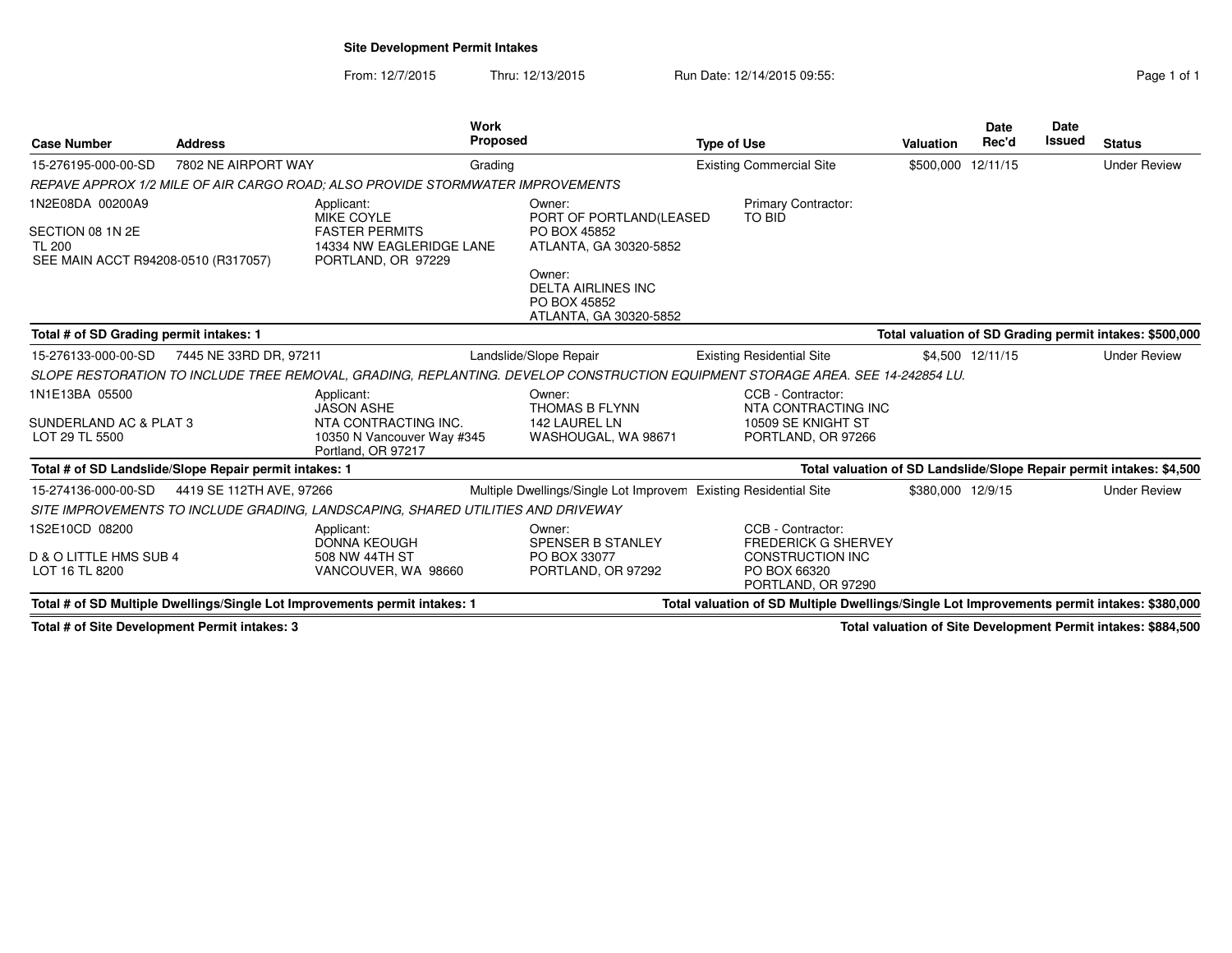**Site Development Permit Intakes**

From: 12/7/2015 Thru: 12/13/2015 Run Date: 12/14/2015 09:55:

| Case Number | Address | Work Proposed | Type of Use | Valuation | Date Rec'd | Date Issued | Status |
|---|---|---|---|---|---|---|---|
| 15-276195-000-00-SD | 7802 NE AIRPORT WAY | Grading | Existing Commercial Site | $500,000 | 12/11/15 | | Under Review |

*REPAVE APPROX 1/2 MILE OF AIR CARGO ROAD; ALSO PROVIDE STORMWATER IMPROVEMENTS*

1N2E08DA 00200A9

SECTION 08 1N2E
TL 200
SEE MAIN ACCT R94208-0510 (R317057)

Applicant:
MIKE COYLE
FASTER PERMITS
14334 NW EAGLERIDGE LANE
PORTLAND, OR 97229

Owner:
PORT OF PORTLAND(LEASED
PO BOX 45852
ATLANTA, GA 30320-5852

Owner:
DELTA AIRLINES INC
PO BOX 45852
ATLANTA, GA 30320-5852

Primary Contractor:
TO BID

**Total # of SD Grading permit intakes: 1** — **Total valuation of SD Grading permit intakes: $500,000**

| Case Number | Address | Work Proposed | Type of Use | Valuation | Date Rec'd | Date Issued | Status |
|---|---|---|---|---|---|---|---|
| 15-276133-000-00-SD | 7445 NE 33RD DR, 97211 | Landslide/Slope Repair | Existing Residential Site | $4,500 | 12/11/15 | | Under Review |

*SLOPE RESTORATION TO INCLUDE TREE REMOVAL, GRADING, REPLANTING. DEVELOP CONSTRUCTION EQUIPMENT STORAGE AREA. SEE 14-242854 LU.*

1N1E13BA 05500

SUNDERLAND AC & PLAT 3
LOT 29 TL 5500

Applicant:
JASON ASHE
NTA CONTRACTING INC.
10350 N Vancouver Way #345
Portland, OR 97217

Owner:
THOMAS B FLYNN
142 LAUREL LN
WASHOUGAL, WA 98671

CCB - Contractor:
NTA CONTRACTING INC
10509 SE KNIGHT ST
PORTLAND, OR 97266

**Total # of SD Landslide/Slope Repair permit intakes: 1** — **Total valuation of SD Landslide/Slope Repair permit intakes: $4,500**

| Case Number | Address | Work Proposed | Type of Use | Valuation | Date Rec'd | Date Issued | Status |
|---|---|---|---|---|---|---|---|
| 15-274136-000-00-SD | 4419 SE 112TH AVE, 97266 | Multiple Dwellings/Single Lot Improvem | Existing Residential Site | $380,000 | 12/9/15 | | Under Review |

*SITE IMPROVEMENTS TO INCLUDE GRADING, LANDSCAPING, SHARED UTILITIES AND DRIVEWAY*

1S2E10CD 08200

D & O LITTLE HMS SUB 4
LOT 16 TL 8200

Applicant:
DONNA KEOUGH
508 NW 44TH ST
VANCOUVER, WA 98660

Owner:
SPENSER B STANLEY
PO BOX 33077
PORTLAND, OR 97292

CCB - Contractor:
FREDERICK G SHERVEY
CONSTRUCTION INC
PO BOX 66320
PORTLAND, OR 97290

**Total # of SD Multiple Dwellings/Single Lot Improvements permit intakes: 1** — **Total valuation of SD Multiple Dwellings/Single Lot Improvements permit intakes: $380,000**

**Total # of Site Development Permit intakes: 3** — **Total valuation of Site Development Permit intakes: $884,500**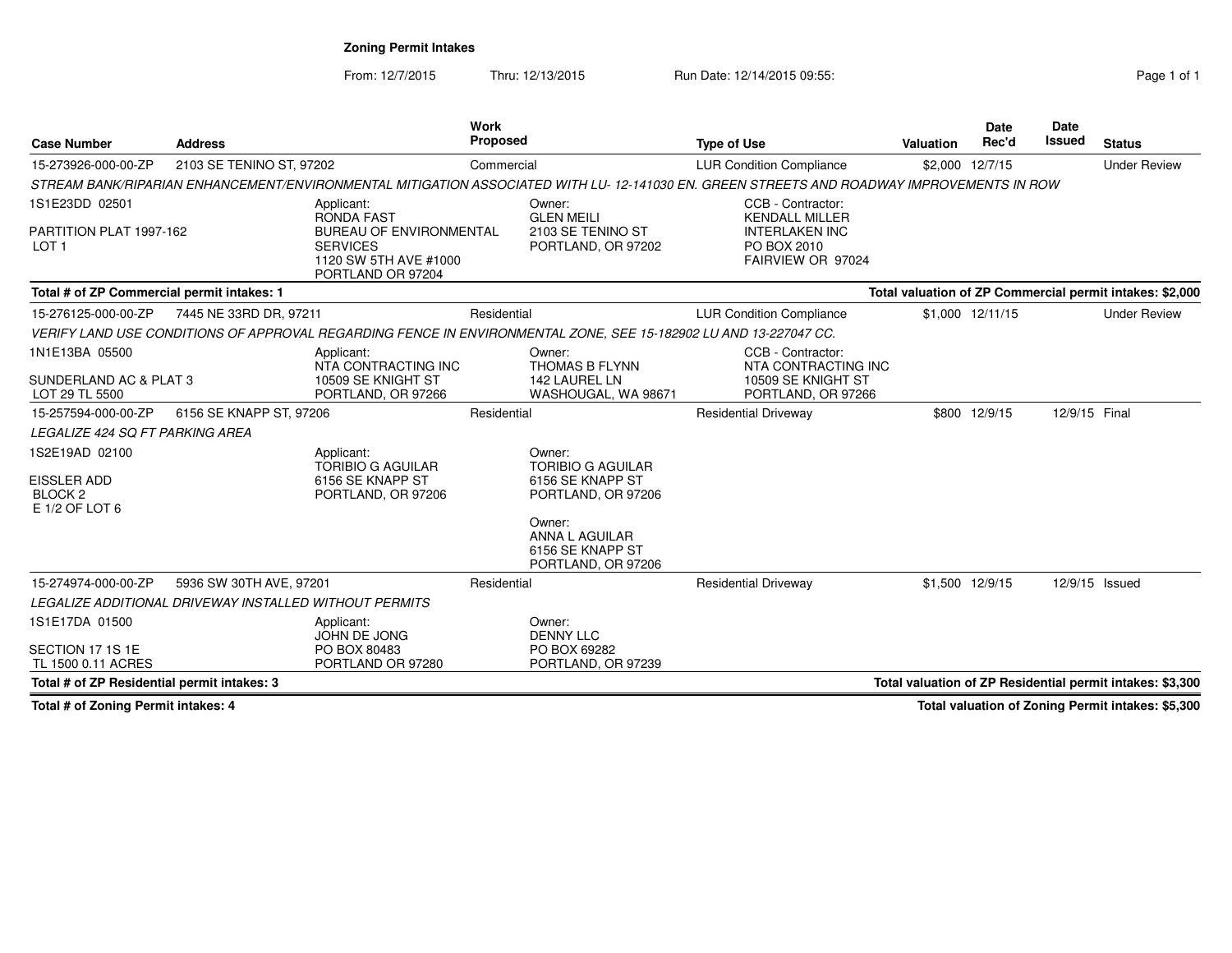**Zoning Permit Intakes**

From: 12/7/2015 Thru: 12/13/2015 Run Date: 12/14/2015 09:55:

| Case Number | Address | Work Proposed | Type of Use | Valuation | Date Rec'd | Date Issued | Status |
|---|---|---|---|---|---|---|---|
| 15-273926-000-00-ZP | 2103 SE TENINO ST, 97202 | Commercial | LUR Condition Compliance | $2,000 | 12/7/15 | | Under Review |

*STREAM BANK/RIPARIAN ENHANCEMENT/ENVIRONMENTAL MITIGATION ASSOCIATED WITH LU- 12-141030 EN. GREEN STREETS AND ROADWAY IMPROVEMENTS IN ROW*

1S1E23DD 02501

PARTITION PLAT 1997-162
LOT 1

Applicant:
RONDA FAST
BUREAU OF ENVIRONMENTAL SERVICES
1120 SW 5TH AVE #1000
PORTLAND OR 97204

Owner:
GLEN MEILI
2103 SE TENINO ST
PORTLAND, OR 97202

CCB - Contractor:
KENDALL MILLER
INTERLAKEN INC
PO BOX 2010
FAIRVIEW OR 97024

**Total # of ZP Commercial permit intakes: 1** — **Total valuation of ZP Commercial permit intakes: $2,000**

| Case Number | Address | Work Proposed | Type of Use | Valuation | Date Rec'd | Date Issued | Status |
|---|---|---|---|---|---|---|---|
| 15-276125-000-00-ZP | 7445 NE 33RD DR, 97211 | Residential | LUR Condition Compliance | $1,000 | 12/11/15 | | Under Review |

*VERIFY LAND USE CONDITIONS OF APPROVAL REGARDING FENCE IN ENVIRONMENTAL ZONE, SEE 15-182902 LU AND 13-227047 CC.*

1N1E13BA 05500

SUNDERLAND AC & PLAT 3
LOT 29 TL 5500

Applicant:
NTA CONTRACTING INC
10509 SE KNIGHT ST
PORTLAND, OR 97266

Owner:
THOMAS B FLYNN
142 LAUREL LN
WASHOUGAL, WA 98671

CCB - Contractor:
NTA CONTRACTING INC
10509 SE KNIGHT ST
PORTLAND, OR 97266

| Case Number | Address | Work Proposed | Type of Use | Valuation | Date Rec'd | Date Issued | Status |
|---|---|---|---|---|---|---|---|
| 15-257594-000-00-ZP | 6156 SE KNAPP ST, 97206 | Residential | Residential Driveway | $800 | 12/9/15 | 12/9/15 | Final |

*LEGALIZE 424 SQ FT PARKING AREA*

1S2E19AD 02100

EISSLER ADD
BLOCK 2
E 1/2 OF LOT 6

Applicant:
TORIBIO G AGUILAR
6156 SE KNAPP ST
PORTLAND, OR 97206

Owner:
TORIBIO G AGUILAR
6156 SE KNAPP ST
PORTLAND, OR 97206

Owner:
ANNA L AGUILAR
6156 SE KNAPP ST
PORTLAND, OR 97206

| Case Number | Address | Work Proposed | Type of Use | Valuation | Date Rec'd | Date Issued | Status |
|---|---|---|---|---|---|---|---|
| 15-274974-000-00-ZP | 5936 SW 30TH AVE, 97201 | Residential | Residential Driveway | $1,500 | 12/9/15 | 12/9/15 | Issued |

*LEGALIZE ADDITIONAL DRIVEWAY INSTALLED WITHOUT PERMITS*

1S1E17DA 01500

SECTION 17 1S 1E
TL 1500 0.11 ACRES

Applicant:
JOHN DE JONG
PO BOX 80483
PORTLAND OR 97280

Owner:
DENNY LLC
PO BOX 69282
PORTLAND, OR 97239

**Total # of ZP Residential permit intakes: 3** — **Total valuation of ZP Residential permit intakes: $3,300**

**Total # of Zoning Permit intakes: 4** — **Total valuation of Zoning Permit intakes: $5,300**